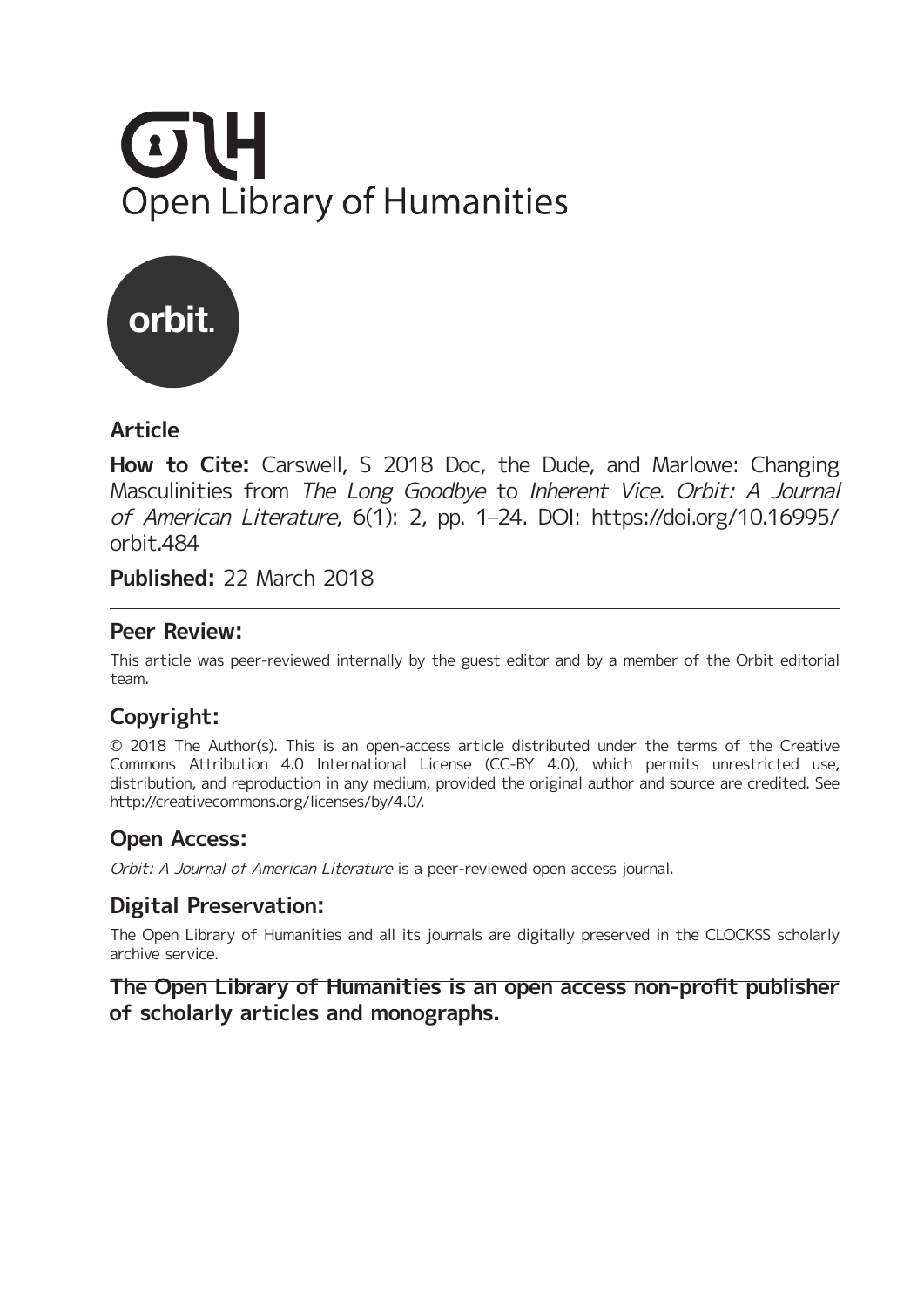Open Library of Humanities

orbit.

## Article

**How to Cite:** Carswell, S 2018 Doc, the Dude, and Marlowe: Changing Masculinities from *The Long Goodbye* to *Inherent Vice*. *Orbit: A Journal of American Literature*, 6(1): 2, pp. 1–24. DOI: https://doi.org/10.16995/orbit.484

**Published:** 22 March 2018

## Peer Review:

This article was peer-reviewed internally by the guest editor and by a member of the Orbit editorial team.

## Copyright:

© 2018 The Author(s). This is an open-access article distributed under the terms of the Creative Commons Attribution 4.0 International License (CC-BY 4.0), which permits unrestricted use, distribution, and reproduction in any medium, provided the original author and source are credited. See http://creativecommons.org/licenses/by/4.0/.

## Open Access:

*Orbit: A Journal of American Literature* is a peer-reviewed open access journal.

## Digital Preservation:

The Open Library of Humanities and all its journals are digitally preserved in the CLOCKSS scholarly archive service.

**The Open Library of Humanities is an open access non-profit publisher of scholarly articles and monographs.**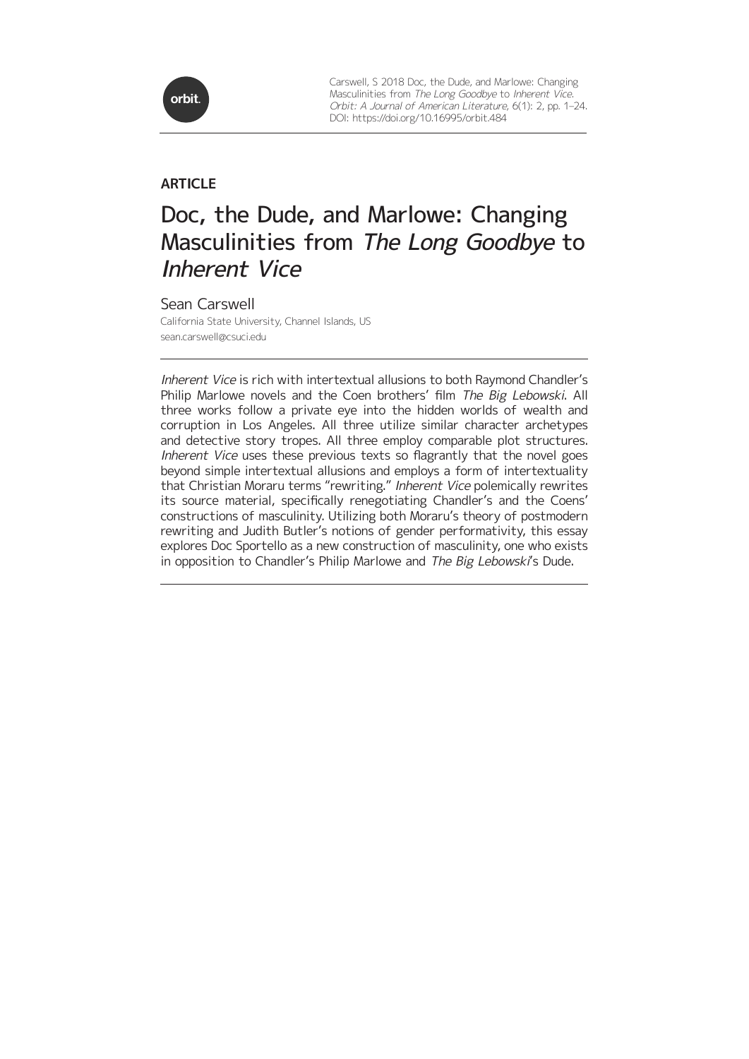Carswell, S 2018 Doc, the Dude, and Marlowe: Changing Masculinities from *The Long Goodbye* to *Inherent Vice*. *Orbit: A Journal of American Literature*, 6(1): 2, pp. 1–24. DOI: https://doi.org/10.16995/orbit.484

**ARTICLE**

# Doc, the Dude, and Marlowe: Changing Masculinities from *The Long Goodbye* to *Inherent Vice*

Sean Carswell

California State University, Channel Islands, US

sean.carswell@csuci.edu

---

*Inherent Vice* is rich with intertextual allusions to both Raymond Chandler's Philip Marlowe novels and the Coen brothers' film *The Big Lebowski*. All three works follow a private eye into the hidden worlds of wealth and corruption in Los Angeles. All three utilize similar character archetypes and detective story tropes. All three employ comparable plot structures. *Inherent Vice* uses these previous texts so flagrantly that the novel goes beyond simple intertextual allusions and employs a form of intertextuality that Christian Moraru terms "rewriting." *Inherent Vice* polemically rewrites its source material, specifically renegotiating Chandler's and the Coens' constructions of masculinity. Utilizing both Moraru's theory of postmodern rewriting and Judith Butler's notions of gender performativity, this essay explores Doc Sportello as a new construction of masculinity, one who exists in opposition to Chandler's Philip Marlowe and *The Big Lebowski*'s Dude.

---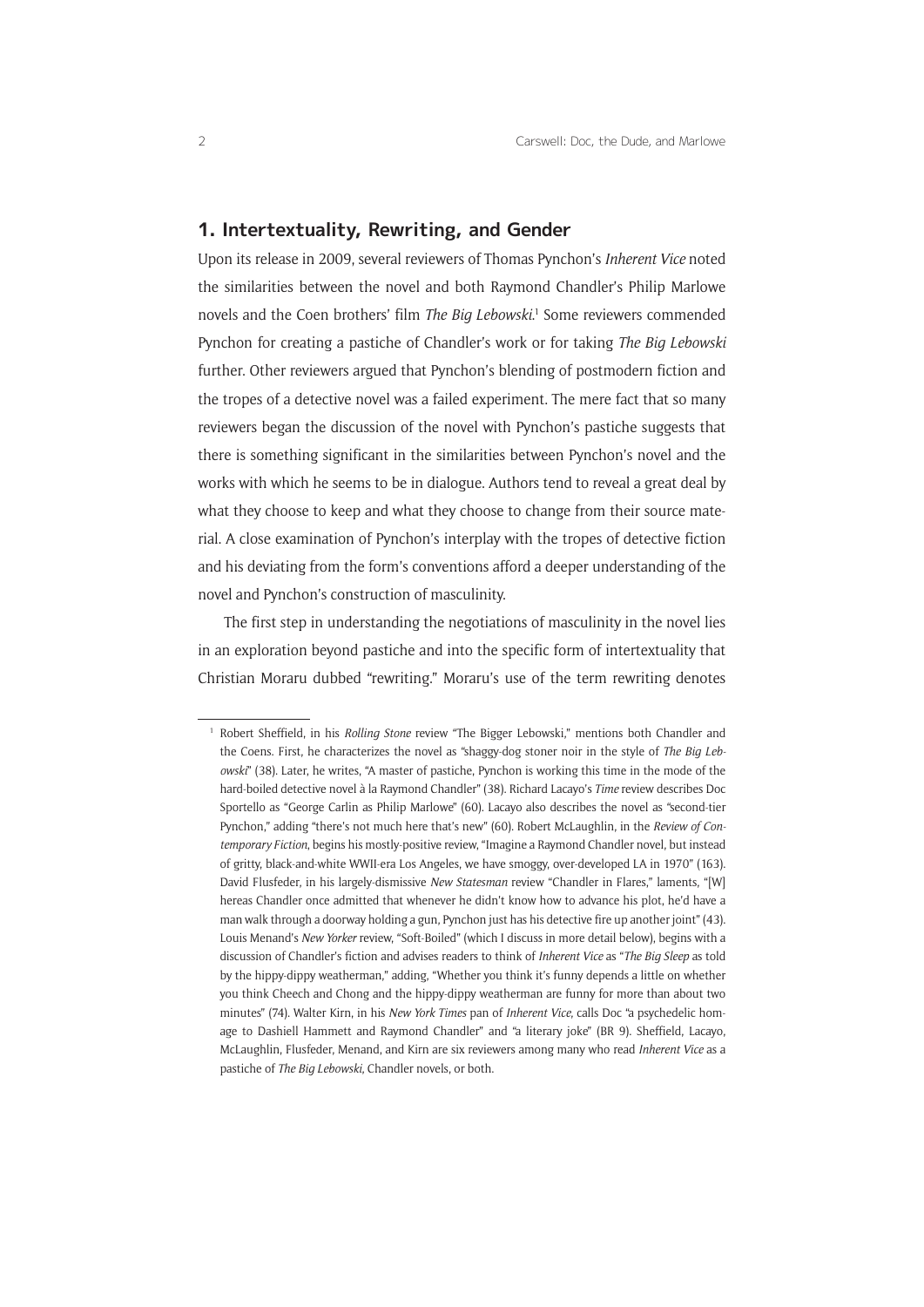## 1. Intertextuality, Rewriting, and Gender

Upon its release in 2009, several reviewers of Thomas Pynchon's *Inherent Vice* noted the similarities between the novel and both Raymond Chandler's Philip Marlowe novels and the Coen brothers' film *The Big Lebowski*.[1] Some reviewers commended Pynchon for creating a pastiche of Chandler's work or for taking *The Big Lebowski* further. Other reviewers argued that Pynchon's blending of postmodern fiction and the tropes of a detective novel was a failed experiment. The mere fact that so many reviewers began the discussion of the novel with Pynchon's pastiche suggests that there is something significant in the similarities between Pynchon's novel and the works with which he seems to be in dialogue. Authors tend to reveal a great deal by what they choose to keep and what they choose to change from their source material. A close examination of Pynchon's interplay with the tropes of detective fiction and his deviating from the form's conventions afford a deeper understanding of the novel and Pynchon's construction of masculinity.

The first step in understanding the negotiations of masculinity in the novel lies in an exploration beyond pastiche and into the specific form of intertextuality that Christian Moraru dubbed "rewriting." Moraru's use of the term rewriting denotes

[1] Robert Sheffield, in his *Rolling Stone* review "The Bigger Lebowski," mentions both Chandler and the Coens. First, he characterizes the novel as "shaggy-dog stoner noir in the style of *The Big Lebowski*" (38). Later, he writes, "A master of pastiche, Pynchon is working this time in the mode of the hard-boiled detective novel à la Raymond Chandler" (38). Richard Lacayo's *Time* review describes Doc Sportello as "George Carlin as Philip Marlowe" (60). Lacayo also describes the novel as "second-tier Pynchon," adding "there's not much here that's new" (60). Robert McLaughlin, in the *Review of Contemporary Fiction*, begins his mostly-positive review, "Imagine a Raymond Chandler novel, but instead of gritty, black-and-white WWII-era Los Angeles, we have smoggy, over-developed LA in 1970" (163). David Flusfeder, in his largely-dismissive *New Statesman* review "Chandler in Flares," laments, "[W]hereas Chandler once admitted that whenever he didn't know how to advance his plot, he'd have a man walk through a doorway holding a gun, Pynchon just has his detective fire up another joint" (43). Louis Menand's *New Yorker* review, "Soft-Boiled" (which I discuss in more detail below), begins with a discussion of Chandler's fiction and advises readers to think of *Inherent Vice* as "*The Big Sleep* as told by the hippy-dippy weatherman," adding, "Whether you think it's funny depends a little on whether you think Cheech and Chong and the hippy-dippy weatherman are funny for more than about two minutes" (74). Walter Kirn, in his *New York Times* pan of *Inherent Vice*, calls Doc "a psychedelic homage to Dashiell Hammett and Raymond Chandler" and "a literary joke" (BR 9). Sheffield, Lacayo, McLaughlin, Flusfeder, Menand, and Kirn are six reviewers among many who read *Inherent Vice* as a pastiche of *The Big Lebowski*, Chandler novels, or both.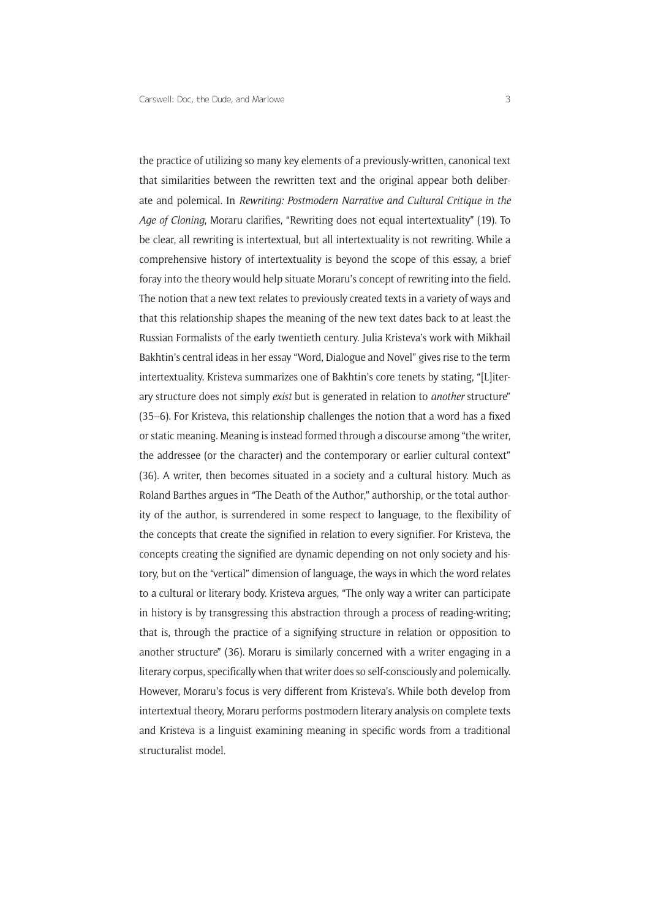the practice of utilizing so many key elements of a previously-written, canonical text that similarities between the rewritten text and the original appear both deliberate and polemical. In *Rewriting: Postmodern Narrative and Cultural Critique in the Age of Cloning*, Moraru clarifies, "Rewriting does not equal intertextuality" (19). To be clear, all rewriting is intertextual, but all intertextuality is not rewriting. While a comprehensive history of intertextuality is beyond the scope of this essay, a brief foray into the theory would help situate Moraru's concept of rewriting into the field. The notion that a new text relates to previously created texts in a variety of ways and that this relationship shapes the meaning of the new text dates back to at least the Russian Formalists of the early twentieth century. Julia Kristeva's work with Mikhail Bakhtin's central ideas in her essay "Word, Dialogue and Novel" gives rise to the term intertextuality. Kristeva summarizes one of Bakhtin's core tenets by stating, "[L]iterary structure does not simply *exist* but is generated in relation to *another* structure" (35–6). For Kristeva, this relationship challenges the notion that a word has a fixed or static meaning. Meaning is instead formed through a discourse among "the writer, the addressee (or the character) and the contemporary or earlier cultural context" (36). A writer, then becomes situated in a society and a cultural history. Much as Roland Barthes argues in "The Death of the Author," authorship, or the total authority of the author, is surrendered in some respect to language, to the flexibility of the concepts that create the signified in relation to every signifier. For Kristeva, the concepts creating the signified are dynamic depending on not only society and history, but on the "vertical" dimension of language, the ways in which the word relates to a cultural or literary body. Kristeva argues, "The only way a writer can participate in history is by transgressing this abstraction through a process of reading-writing; that is, through the practice of a signifying structure in relation or opposition to another structure" (36). Moraru is similarly concerned with a writer engaging in a literary corpus, specifically when that writer does so self-consciously and polemically. However, Moraru's focus is very different from Kristeva's. While both develop from intertextual theory, Moraru performs postmodern literary analysis on complete texts and Kristeva is a linguist examining meaning in specific words from a traditional structuralist model.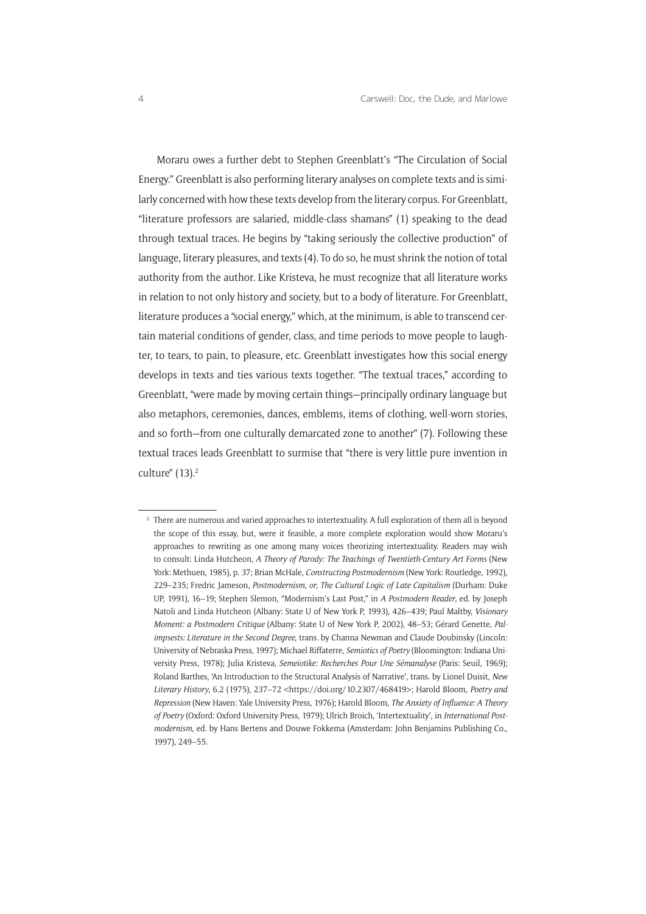Moraru owes a further debt to Stephen Greenblatt's "The Circulation of Social Energy." Greenblatt is also performing literary analyses on complete texts and is similarly concerned with how these texts develop from the literary corpus. For Greenblatt, "literature professors are salaried, middle-class shamans" (1) speaking to the dead through textual traces. He begins by "taking seriously the collective production" of language, literary pleasures, and texts (4). To do so, he must shrink the notion of total authority from the author. Like Kristeva, he must recognize that all literature works in relation to not only history and society, but to a body of literature. For Greenblatt, literature produces a "social energy," which, at the minimum, is able to transcend certain material conditions of gender, class, and time periods to move people to laughter, to tears, to pain, to pleasure, etc. Greenblatt investigates how this social energy develops in texts and ties various texts together. "The textual traces," according to Greenblatt, "were made by moving certain things—principally ordinary language but also metaphors, ceremonies, dances, emblems, items of clothing, well-worn stories, and so forth—from one culturally demarcated zone to another" (7). Following these textual traces leads Greenblatt to surmise that "there is very little pure invention in culture" (13).[2]

---

[2] There are numerous and varied approaches to intertextuality. A full exploration of them all is beyond the scope of this essay, but, were it feasible, a more complete exploration would show Moraru's approaches to rewriting as one among many voices theorizing intertextuality. Readers may wish to consult: Linda Hutcheon, *A Theory of Parody: The Teachings of Twentieth-Century Art Forms* (New York: Methuen, 1985), p. 37; Brian McHale, *Constructing Postmodernism* (New York: Routledge, 1992), 229–235; Fredric Jameson, *Postmodernism, or, The Cultural Logic of Late Capitalism* (Durham: Duke UP, 1991), 16–19; Stephen Slemon, "Modernism's Last Post," in *A Postmodern Reader*, ed. by Joseph Natoli and Linda Hutcheon (Albany: State U of New York P, 1993), 426–439; Paul Maltby, *Visionary Moment: a Postmodern Critique* (Albany: State U of New York P, 2002), 48–53; Gérard Genette, *Palimpsests: Literature in the Second Degree*, trans. by Channa Newman and Claude Doubinsky (Lincoln: University of Nebraska Press, 1997); Michael Riffaterre, *Semiotics of Poetry* (Bloomington: Indiana University Press, 1978); Julia Kristeva, *Semeiotike: Recherches Pour Une Sémanalyse* (Paris: Seuil, 1969); Roland Barthes, 'An Introduction to the Structural Analysis of Narrative', trans. by Lionel Duisit, *New Literary History*, 6.2 (1975), 237–72 <https://doi.org/10.2307/468419>; Harold Bloom, *Poetry and Repression* (New Haven: Yale University Press, 1976); Harold Bloom, *The Anxiety of Influence: A Theory of Poetry* (Oxford: Oxford University Press, 1979); Ulrich Broich, 'Intertextuality', in *International Postmodernism*, ed. by Hans Bertens and Douwe Fokkema (Amsterdam: John Benjamins Publishing Co., 1997), 249–55.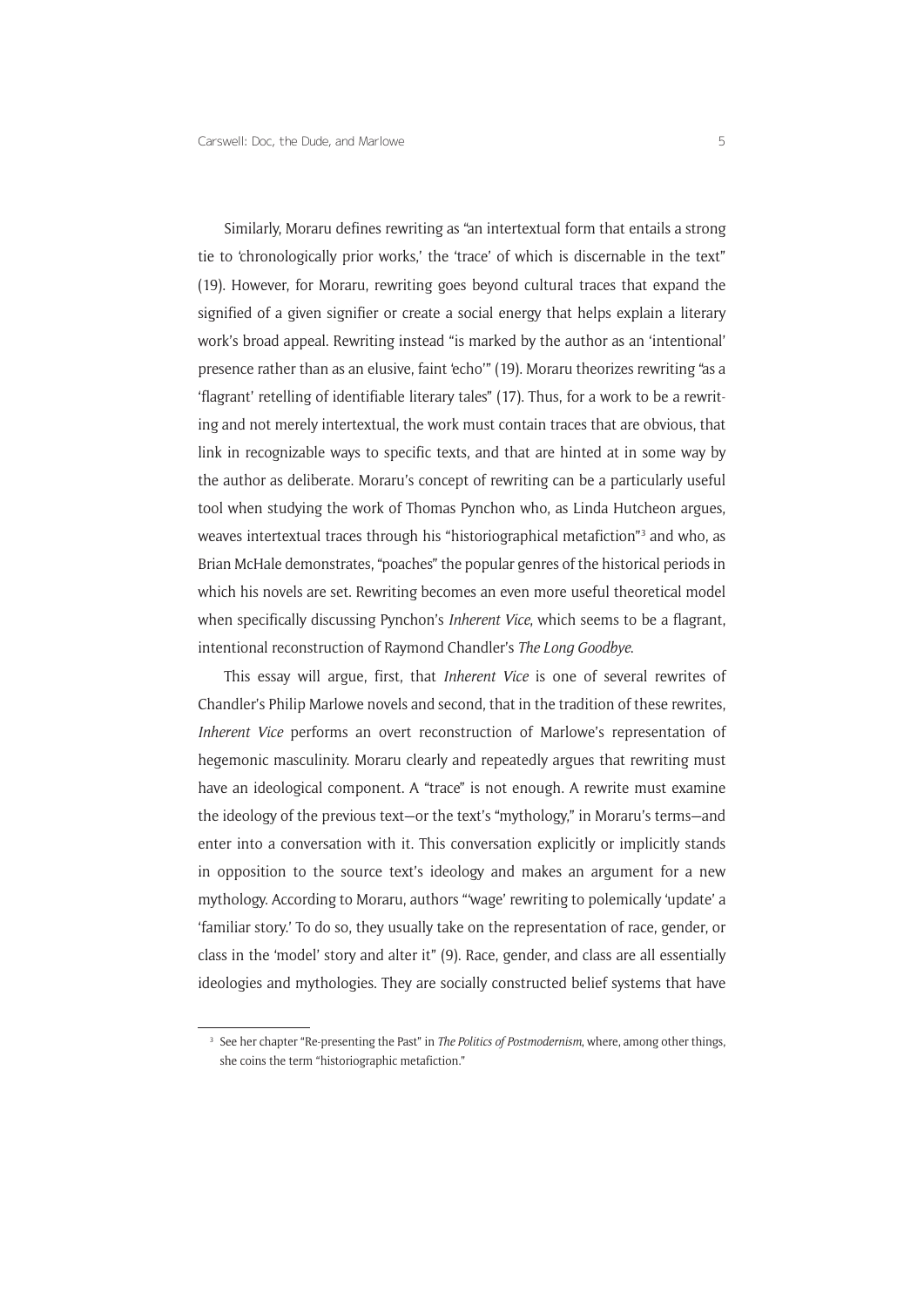Similarly, Moraru defines rewriting as "an intertextual form that entails a strong tie to 'chronologically prior works,' the 'trace' of which is discernable in the text" (19). However, for Moraru, rewriting goes beyond cultural traces that expand the signified of a given signifier or create a social energy that helps explain a literary work's broad appeal. Rewriting instead "is marked by the author as an 'intentional' presence rather than as an elusive, faint 'echo'" (19). Moraru theorizes rewriting "as a 'flagrant' retelling of identifiable literary tales" (17). Thus, for a work to be a rewriting and not merely intertextual, the work must contain traces that are obvious, that link in recognizable ways to specific texts, and that are hinted at in some way by the author as deliberate. Moraru's concept of rewriting can be a particularly useful tool when studying the work of Thomas Pynchon who, as Linda Hutcheon argues, weaves intertextual traces through his "historiographical metafiction"[3] and who, as Brian McHale demonstrates, "poaches" the popular genres of the historical periods in which his novels are set. Rewriting becomes an even more useful theoretical model when specifically discussing Pynchon's *Inherent Vice*, which seems to be a flagrant, intentional reconstruction of Raymond Chandler's *The Long Goodbye*.

This essay will argue, first, that *Inherent Vice* is one of several rewrites of Chandler's Philip Marlowe novels and second, that in the tradition of these rewrites, *Inherent Vice* performs an overt reconstruction of Marlowe's representation of hegemonic masculinity. Moraru clearly and repeatedly argues that rewriting must have an ideological component. A "trace" is not enough. A rewrite must examine the ideology of the previous text—or the text's "mythology," in Moraru's terms—and enter into a conversation with it. This conversation explicitly or implicitly stands in opposition to the source text's ideology and makes an argument for a new mythology. According to Moraru, authors "'wage' rewriting to polemically 'update' a 'familiar story.' To do so, they usually take on the representation of race, gender, or class in the 'model' story and alter it" (9). Race, gender, and class are all essentially ideologies and mythologies. They are socially constructed belief systems that have

[3] See her chapter "Re-presenting the Past" in *The Politics of Postmodernism*, where, among other things, she coins the term "historiographic metafiction."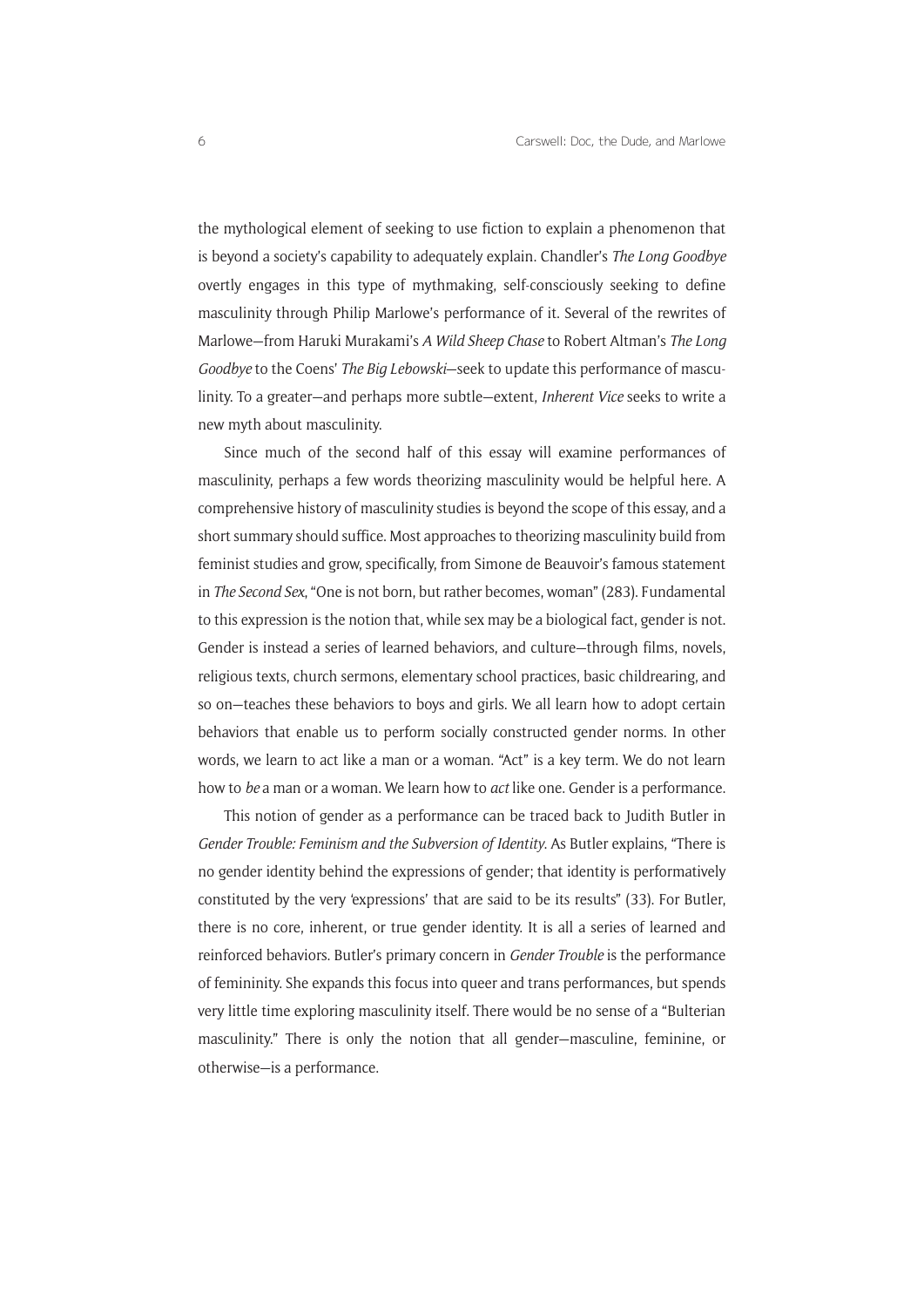the mythological element of seeking to use fiction to explain a phenomenon that is beyond a society's capability to adequately explain. Chandler's *The Long Goodbye* overtly engages in this type of mythmaking, self-consciously seeking to define masculinity through Philip Marlowe's performance of it. Several of the rewrites of Marlowe—from Haruki Murakami's *A Wild Sheep Chase* to Robert Altman's *The Long Goodbye* to the Coens' *The Big Lebowski*—seek to update this performance of masculinity. To a greater—and perhaps more subtle—extent, *Inherent Vice* seeks to write a new myth about masculinity.

Since much of the second half of this essay will examine performances of masculinity, perhaps a few words theorizing masculinity would be helpful here. A comprehensive history of masculinity studies is beyond the scope of this essay, and a short summary should suffice. Most approaches to theorizing masculinity build from feminist studies and grow, specifically, from Simone de Beauvoir's famous statement in *The Second Sex*, "One is not born, but rather becomes, woman" (283). Fundamental to this expression is the notion that, while sex may be a biological fact, gender is not. Gender is instead a series of learned behaviors, and culture—through films, novels, religious texts, church sermons, elementary school practices, basic childrearing, and so on—teaches these behaviors to boys and girls. We all learn how to adopt certain behaviors that enable us to perform socially constructed gender norms. In other words, we learn to act like a man or a woman. "Act" is a key term. We do not learn how to *be* a man or a woman. We learn how to *act* like one. Gender is a performance.

This notion of gender as a performance can be traced back to Judith Butler in *Gender Trouble: Feminism and the Subversion of Identity*. As Butler explains, "There is no gender identity behind the expressions of gender; that identity is performatively constituted by the very 'expressions' that are said to be its results" (33). For Butler, there is no core, inherent, or true gender identity. It is all a series of learned and reinforced behaviors. Butler's primary concern in *Gender Trouble* is the performance of femininity. She expands this focus into queer and trans performances, but spends very little time exploring masculinity itself. There would be no sense of a "Bulterian masculinity." There is only the notion that all gender—masculine, feminine, or otherwise—is a performance.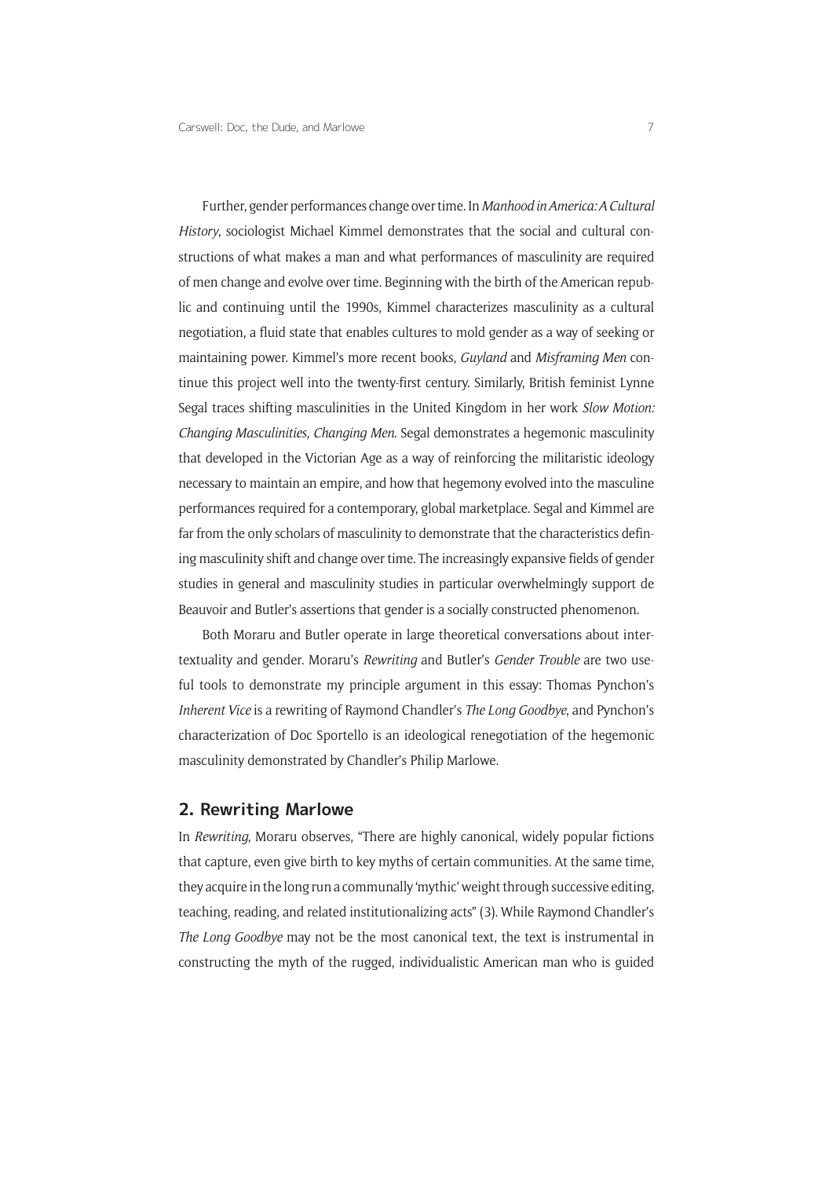Further, gender performances change over time. In *Manhood in America: A Cultural History*, sociologist Michael Kimmel demonstrates that the social and cultural constructions of what makes a man and what performances of masculinity are required of men change and evolve over time. Beginning with the birth of the American republic and continuing until the 1990s, Kimmel characterizes masculinity as a cultural negotiation, a fluid state that enables cultures to mold gender as a way of seeking or maintaining power. Kimmel's more recent books, *Guyland* and *Misframing Men* continue this project well into the twenty-first century. Similarly, British feminist Lynne Segal traces shifting masculinities in the United Kingdom in her work *Slow Motion: Changing Masculinities, Changing Men*. Segal demonstrates a hegemonic masculinity that developed in the Victorian Age as a way of reinforcing the militaristic ideology necessary to maintain an empire, and how that hegemony evolved into the masculine performances required for a contemporary, global marketplace. Segal and Kimmel are far from the only scholars of masculinity to demonstrate that the characteristics defining masculinity shift and change over time. The increasingly expansive fields of gender studies in general and masculinity studies in particular overwhelmingly support de Beauvoir and Butler's assertions that gender is a socially constructed phenomenon.

Both Moraru and Butler operate in large theoretical conversations about intertextuality and gender. Moraru's *Rewriting* and Butler's *Gender Trouble* are two useful tools to demonstrate my principle argument in this essay: Thomas Pynchon's *Inherent Vice* is a rewriting of Raymond Chandler's *The Long Goodbye*, and Pynchon's characterization of Doc Sportello is an ideological renegotiation of the hegemonic masculinity demonstrated by Chandler's Philip Marlowe.

## 2. Rewriting Marlowe

In *Rewriting*, Moraru observes, "There are highly canonical, widely popular fictions that capture, even give birth to key myths of certain communities. At the same time, they acquire in the long run a communally 'mythic' weight through successive editing, teaching, reading, and related institutionalizing acts" (3). While Raymond Chandler's *The Long Goodbye* may not be the most canonical text, the text is instrumental in constructing the myth of the rugged, individualistic American man who is guided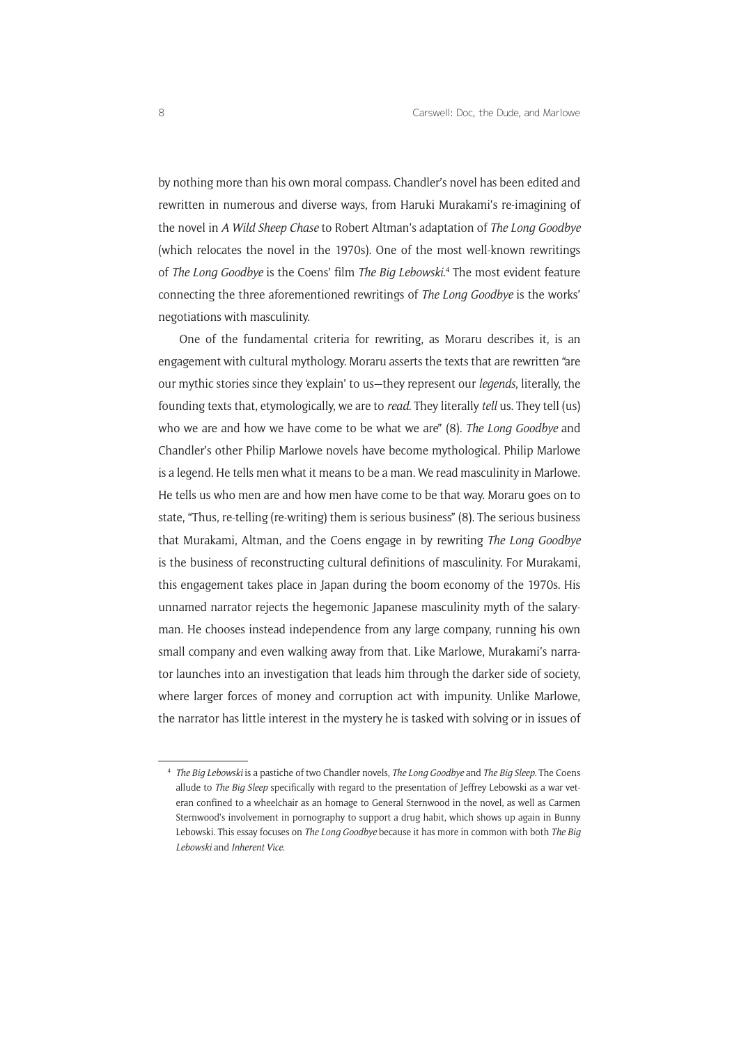by nothing more than his own moral compass. Chandler's novel has been edited and rewritten in numerous and diverse ways, from Haruki Murakami's re-imagining of the novel in *A Wild Sheep Chase* to Robert Altman's adaptation of *The Long Goodbye* (which relocates the novel in the 1970s). One of the most well-known rewritings of *The Long Goodbye* is the Coens' film *The Big Lebowski*.[4] The most evident feature connecting the three aforementioned rewritings of *The Long Goodbye* is the works' negotiations with masculinity.

One of the fundamental criteria for rewriting, as Moraru describes it, is an engagement with cultural mythology. Moraru asserts the texts that are rewritten "are our mythic stories since they 'explain' to us—they represent our *legends*, literally, the founding texts that, etymologically, we are to *read*. They literally *tell* us. They tell (us) who we are and how we have come to be what we are" (8). *The Long Goodbye* and Chandler's other Philip Marlowe novels have become mythological. Philip Marlowe is a legend. He tells men what it means to be a man. We read masculinity in Marlowe. He tells us who men are and how men have come to be that way. Moraru goes on to state, "Thus, re-telling (re-writing) them is serious business" (8). The serious business that Murakami, Altman, and the Coens engage in by rewriting *The Long Goodbye* is the business of reconstructing cultural definitions of masculinity. For Murakami, this engagement takes place in Japan during the boom economy of the 1970s. His unnamed narrator rejects the hegemonic Japanese masculinity myth of the salaryman. He chooses instead independence from any large company, running his own small company and even walking away from that. Like Marlowe, Murakami's narrator launches into an investigation that leads him through the darker side of society, where larger forces of money and corruption act with impunity. Unlike Marlowe, the narrator has little interest in the mystery he is tasked with solving or in issues of

[4] *The Big Lebowski* is a pastiche of two Chandler novels, *The Long Goodbye* and *The Big Sleep*. The Coens allude to *The Big Sleep* specifically with regard to the presentation of Jeffrey Lebowski as a war veteran confined to a wheelchair as an homage to General Sternwood in the novel, as well as Carmen Sternwood's involvement in pornography to support a drug habit, which shows up again in Bunny Lebowski. This essay focuses on *The Long Goodbye* because it has more in common with both *The Big Lebowski* and *Inherent Vice*.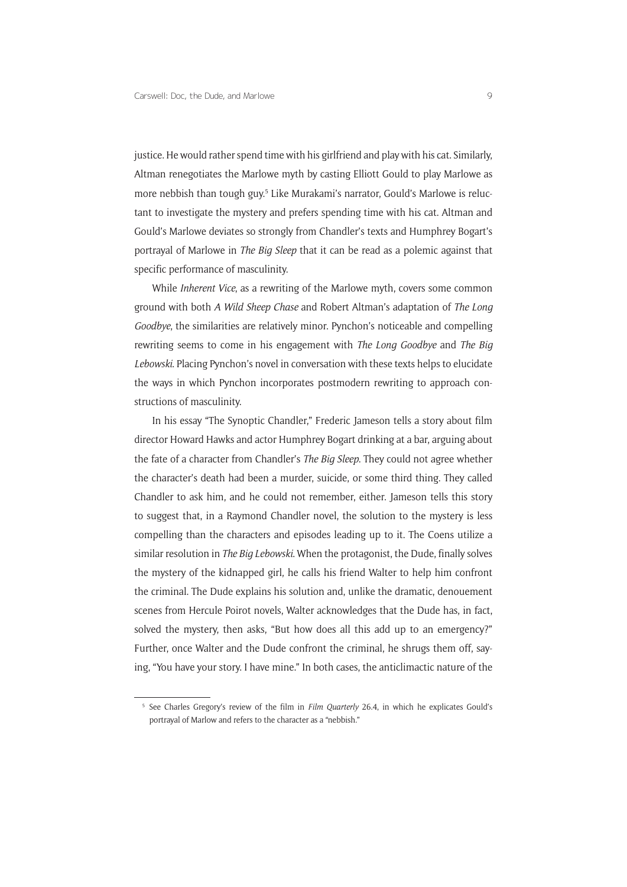justice. He would rather spend time with his girlfriend and play with his cat. Similarly, Altman renegotiates the Marlowe myth by casting Elliott Gould to play Marlowe as more nebbish than tough guy.[5] Like Murakami's narrator, Gould's Marlowe is reluctant to investigate the mystery and prefers spending time with his cat. Altman and Gould's Marlowe deviates so strongly from Chandler's texts and Humphrey Bogart's portrayal of Marlowe in *The Big Sleep* that it can be read as a polemic against that specific performance of masculinity.

While *Inherent Vice*, as a rewriting of the Marlowe myth, covers some common ground with both *A Wild Sheep Chase* and Robert Altman's adaptation of *The Long Goodbye*, the similarities are relatively minor. Pynchon's noticeable and compelling rewriting seems to come in his engagement with *The Long Goodbye* and *The Big Lebowski*. Placing Pynchon's novel in conversation with these texts helps to elucidate the ways in which Pynchon incorporates postmodern rewriting to approach constructions of masculinity.

In his essay "The Synoptic Chandler," Frederic Jameson tells a story about film director Howard Hawks and actor Humphrey Bogart drinking at a bar, arguing about the fate of a character from Chandler's *The Big Sleep*. They could not agree whether the character's death had been a murder, suicide, or some third thing. They called Chandler to ask him, and he could not remember, either. Jameson tells this story to suggest that, in a Raymond Chandler novel, the solution to the mystery is less compelling than the characters and episodes leading up to it. The Coens utilize a similar resolution in *The Big Lebowski*. When the protagonist, the Dude, finally solves the mystery of the kidnapped girl, he calls his friend Walter to help him confront the criminal. The Dude explains his solution and, unlike the dramatic, denouement scenes from Hercule Poirot novels, Walter acknowledges that the Dude has, in fact, solved the mystery, then asks, "But how does all this add up to an emergency?" Further, once Walter and the Dude confront the criminal, he shrugs them off, saying, "You have your story. I have mine." In both cases, the anticlimactic nature of the

[5] See Charles Gregory's review of the film in *Film Quarterly* 26.4, in which he explicates Gould's portrayal of Marlow and refers to the character as a "nebbish."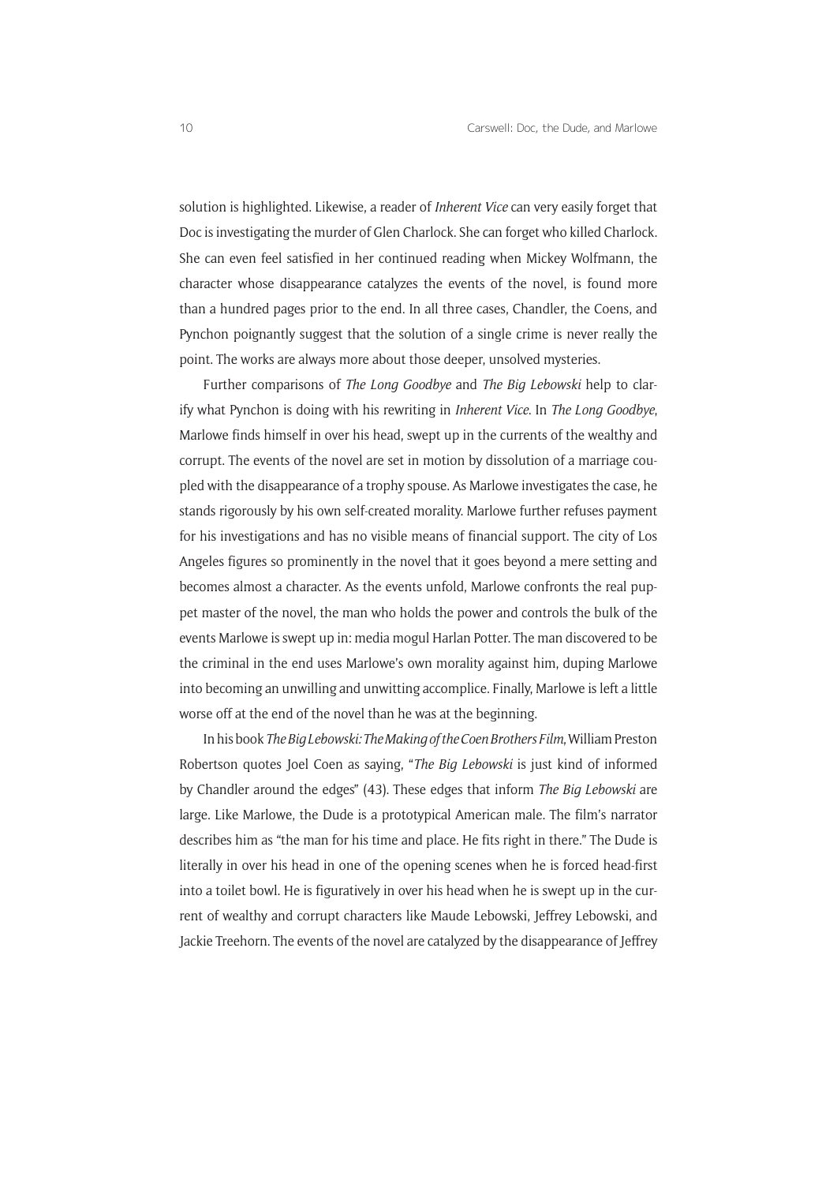solution is highlighted. Likewise, a reader of *Inherent Vice* can very easily forget that Doc is investigating the murder of Glen Charlock. She can forget who killed Charlock. She can even feel satisfied in her continued reading when Mickey Wolfmann, the character whose disappearance catalyzes the events of the novel, is found more than a hundred pages prior to the end. In all three cases, Chandler, the Coens, and Pynchon poignantly suggest that the solution of a single crime is never really the point. The works are always more about those deeper, unsolved mysteries.

Further comparisons of *The Long Goodbye* and *The Big Lebowski* help to clarify what Pynchon is doing with his rewriting in *Inherent Vice*. In *The Long Goodbye*, Marlowe finds himself in over his head, swept up in the currents of the wealthy and corrupt. The events of the novel are set in motion by dissolution of a marriage coupled with the disappearance of a trophy spouse. As Marlowe investigates the case, he stands rigorously by his own self-created morality. Marlowe further refuses payment for his investigations and has no visible means of financial support. The city of Los Angeles figures so prominently in the novel that it goes beyond a mere setting and becomes almost a character. As the events unfold, Marlowe confronts the real puppet master of the novel, the man who holds the power and controls the bulk of the events Marlowe is swept up in: media mogul Harlan Potter. The man discovered to be the criminal in the end uses Marlowe's own morality against him, duping Marlowe into becoming an unwilling and unwitting accomplice. Finally, Marlowe is left a little worse off at the end of the novel than he was at the beginning.

In his book *The Big Lebowski: The Making of the Coen Brothers Film*, William Preston Robertson quotes Joel Coen as saying, "*The Big Lebowski* is just kind of informed by Chandler around the edges" (43). These edges that inform *The Big Lebowski* are large. Like Marlowe, the Dude is a prototypical American male. The film's narrator describes him as "the man for his time and place. He fits right in there." The Dude is literally in over his head in one of the opening scenes when he is forced head-first into a toilet bowl. He is figuratively in over his head when he is swept up in the current of wealthy and corrupt characters like Maude Lebowski, Jeffrey Lebowski, and Jackie Treehorn. The events of the novel are catalyzed by the disappearance of Jeffrey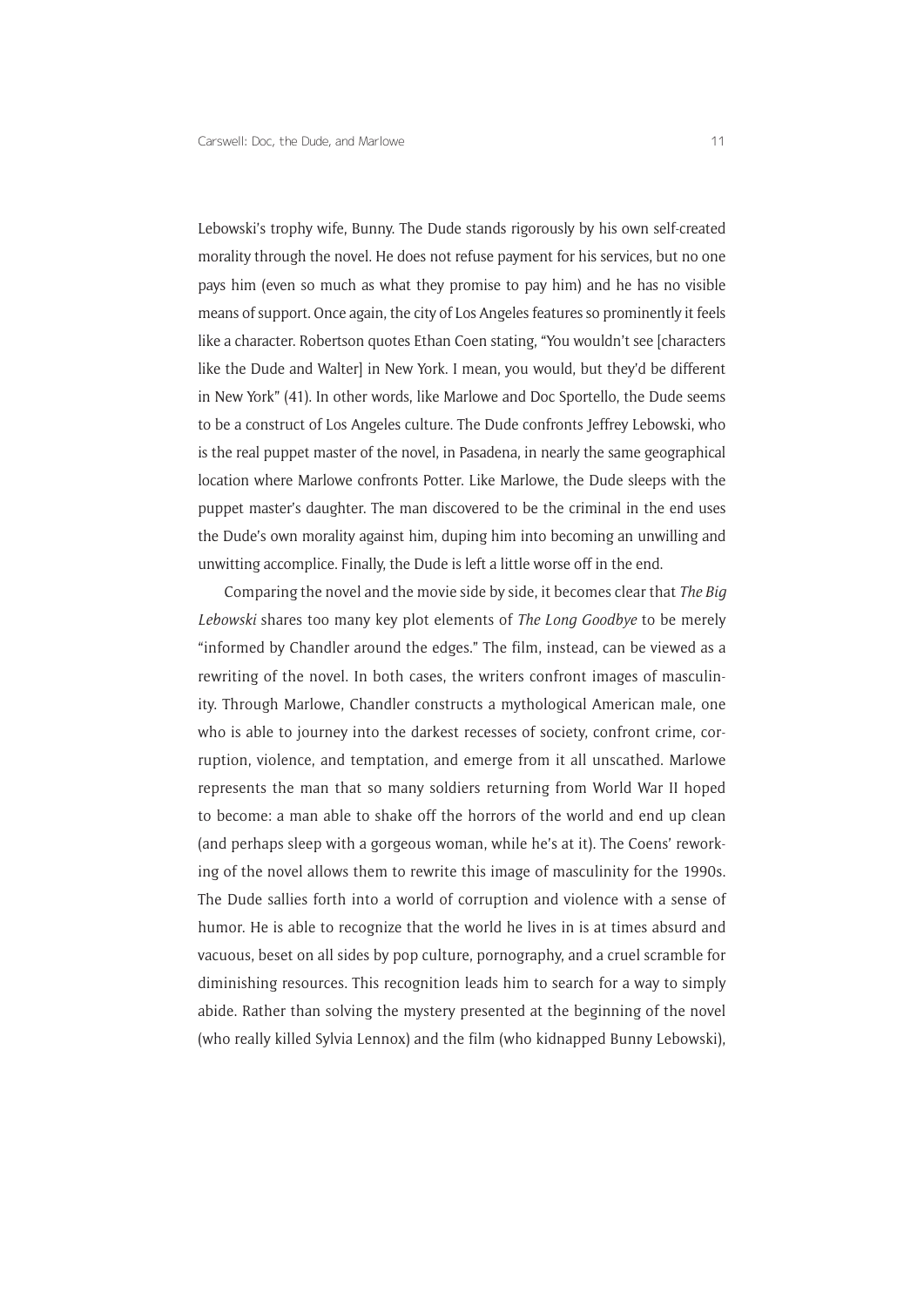Lebowski's trophy wife, Bunny. The Dude stands rigorously by his own self-created morality through the novel. He does not refuse payment for his services, but no one pays him (even so much as what they promise to pay him) and he has no visible means of support. Once again, the city of Los Angeles features so prominently it feels like a character. Robertson quotes Ethan Coen stating, "You wouldn't see [characters like the Dude and Walter] in New York. I mean, you would, but they'd be different in New York" (41). In other words, like Marlowe and Doc Sportello, the Dude seems to be a construct of Los Angeles culture. The Dude confronts Jeffrey Lebowski, who is the real puppet master of the novel, in Pasadena, in nearly the same geographical location where Marlowe confronts Potter. Like Marlowe, the Dude sleeps with the puppet master's daughter. The man discovered to be the criminal in the end uses the Dude's own morality against him, duping him into becoming an unwilling and unwitting accomplice. Finally, the Dude is left a little worse off in the end.

Comparing the novel and the movie side by side, it becomes clear that *The Big Lebowski* shares too many key plot elements of *The Long Goodbye* to be merely "informed by Chandler around the edges." The film, instead, can be viewed as a rewriting of the novel. In both cases, the writers confront images of masculinity. Through Marlowe, Chandler constructs a mythological American male, one who is able to journey into the darkest recesses of society, confront crime, corruption, violence, and temptation, and emerge from it all unscathed. Marlowe represents the man that so many soldiers returning from World War II hoped to become: a man able to shake off the horrors of the world and end up clean (and perhaps sleep with a gorgeous woman, while he's at it). The Coens' reworking of the novel allows them to rewrite this image of masculinity for the 1990s. The Dude sallies forth into a world of corruption and violence with a sense of humor. He is able to recognize that the world he lives in is at times absurd and vacuous, beset on all sides by pop culture, pornography, and a cruel scramble for diminishing resources. This recognition leads him to search for a way to simply abide. Rather than solving the mystery presented at the beginning of the novel (who really killed Sylvia Lennox) and the film (who kidnapped Bunny Lebowski),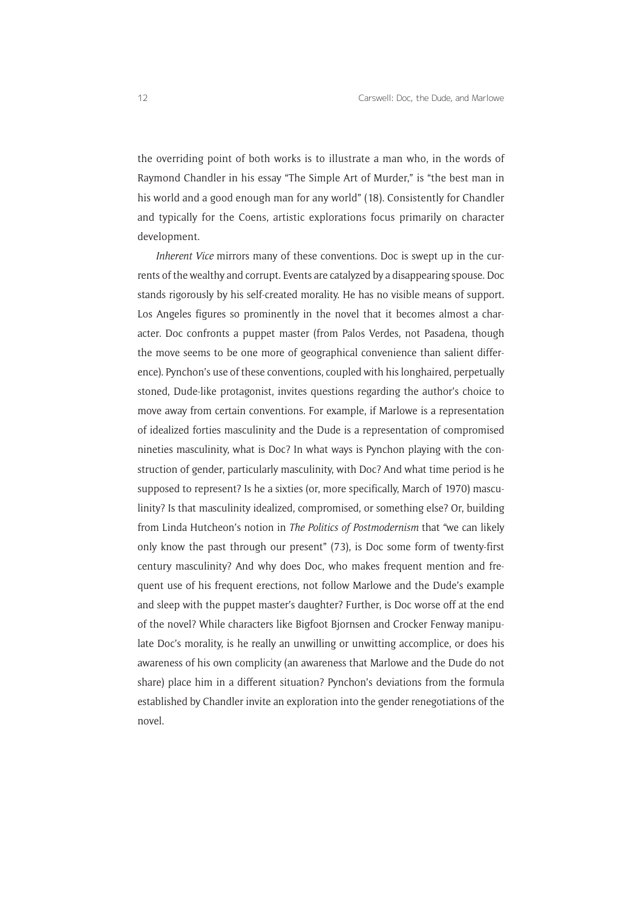the overriding point of both works is to illustrate a man who, in the words of Raymond Chandler in his essay "The Simple Art of Murder," is "the best man in his world and a good enough man for any world" (18). Consistently for Chandler and typically for the Coens, artistic explorations focus primarily on character development.

*Inherent Vice* mirrors many of these conventions. Doc is swept up in the currents of the wealthy and corrupt. Events are catalyzed by a disappearing spouse. Doc stands rigorously by his self-created morality. He has no visible means of support. Los Angeles figures so prominently in the novel that it becomes almost a character. Doc confronts a puppet master (from Palos Verdes, not Pasadena, though the move seems to be one more of geographical convenience than salient difference). Pynchon's use of these conventions, coupled with his longhaired, perpetually stoned, Dude-like protagonist, invites questions regarding the author's choice to move away from certain conventions. For example, if Marlowe is a representation of idealized forties masculinity and the Dude is a representation of compromised nineties masculinity, what is Doc? In what ways is Pynchon playing with the construction of gender, particularly masculinity, with Doc? And what time period is he supposed to represent? Is he a sixties (or, more specifically, March of 1970) masculinity? Is that masculinity idealized, compromised, or something else? Or, building from Linda Hutcheon's notion in *The Politics of Postmodernism* that "we can likely only know the past through our present" (73), is Doc some form of twenty-first century masculinity? And why does Doc, who makes frequent mention and frequent use of his frequent erections, not follow Marlowe and the Dude's example and sleep with the puppet master's daughter? Further, is Doc worse off at the end of the novel? While characters like Bigfoot Bjornsen and Crocker Fenway manipulate Doc's morality, is he really an unwilling or unwitting accomplice, or does his awareness of his own complicity (an awareness that Marlowe and the Dude do not share) place him in a different situation? Pynchon's deviations from the formula established by Chandler invite an exploration into the gender renegotiations of the novel.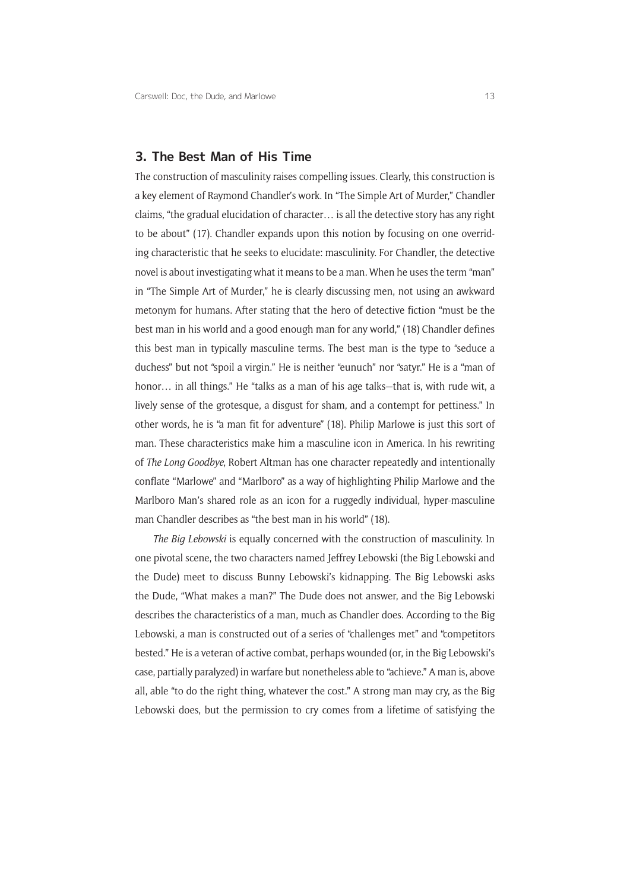## 3. The Best Man of His Time

The construction of masculinity raises compelling issues. Clearly, this construction is a key element of Raymond Chandler's work. In "The Simple Art of Murder," Chandler claims, "the gradual elucidation of character… is all the detective story has any right to be about" (17). Chandler expands upon this notion by focusing on one overriding characteristic that he seeks to elucidate: masculinity. For Chandler, the detective novel is about investigating what it means to be a man. When he uses the term "man" in "The Simple Art of Murder," he is clearly discussing men, not using an awkward metonym for humans. After stating that the hero of detective fiction "must be the best man in his world and a good enough man for any world," (18) Chandler defines this best man in typically masculine terms. The best man is the type to "seduce a duchess" but not "spoil a virgin." He is neither "eunuch" nor "satyr." He is a "man of honor… in all things." He "talks as a man of his age talks—that is, with rude wit, a lively sense of the grotesque, a disgust for sham, and a contempt for pettiness." In other words, he is "a man fit for adventure" (18). Philip Marlowe is just this sort of man. These characteristics make him a masculine icon in America. In his rewriting of *The Long Goodbye*, Robert Altman has one character repeatedly and intentionally conflate "Marlowe" and "Marlboro" as a way of highlighting Philip Marlowe and the Marlboro Man's shared role as an icon for a ruggedly individual, hyper-masculine man Chandler describes as "the best man in his world" (18).

*The Big Lebowski* is equally concerned with the construction of masculinity. In one pivotal scene, the two characters named Jeffrey Lebowski (the Big Lebowski and the Dude) meet to discuss Bunny Lebowski's kidnapping. The Big Lebowski asks the Dude, "What makes a man?" The Dude does not answer, and the Big Lebowski describes the characteristics of a man, much as Chandler does. According to the Big Lebowski, a man is constructed out of a series of "challenges met" and "competitors bested." He is a veteran of active combat, perhaps wounded (or, in the Big Lebowski's case, partially paralyzed) in warfare but nonetheless able to "achieve." A man is, above all, able "to do the right thing, whatever the cost." A strong man may cry, as the Big Lebowski does, but the permission to cry comes from a lifetime of satisfying the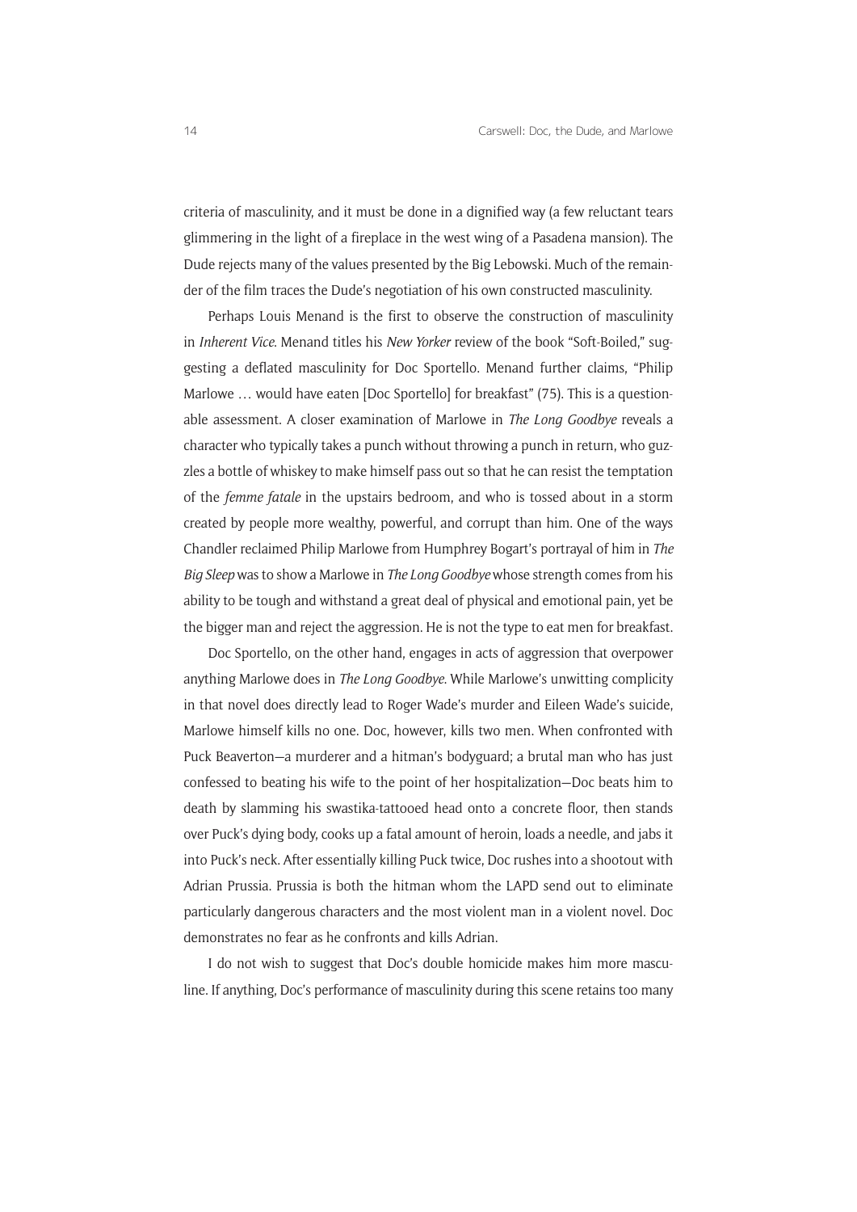criteria of masculinity, and it must be done in a dignified way (a few reluctant tears glimmering in the light of a fireplace in the west wing of a Pasadena mansion). The Dude rejects many of the values presented by the Big Lebowski. Much of the remainder of the film traces the Dude's negotiation of his own constructed masculinity.

Perhaps Louis Menand is the first to observe the construction of masculinity in *Inherent Vice*. Menand titles his *New Yorker* review of the book "Soft-Boiled," suggesting a deflated masculinity for Doc Sportello. Menand further claims, "Philip Marlowe … would have eaten [Doc Sportello] for breakfast" (75). This is a questionable assessment. A closer examination of Marlowe in *The Long Goodbye* reveals a character who typically takes a punch without throwing a punch in return, who guzzles a bottle of whiskey to make himself pass out so that he can resist the temptation of the *femme fatale* in the upstairs bedroom, and who is tossed about in a storm created by people more wealthy, powerful, and corrupt than him. One of the ways Chandler reclaimed Philip Marlowe from Humphrey Bogart's portrayal of him in *The Big Sleep* was to show a Marlowe in *The Long Goodbye* whose strength comes from his ability to be tough and withstand a great deal of physical and emotional pain, yet be the bigger man and reject the aggression. He is not the type to eat men for breakfast.

Doc Sportello, on the other hand, engages in acts of aggression that overpower anything Marlowe does in *The Long Goodbye*. While Marlowe's unwitting complicity in that novel does directly lead to Roger Wade's murder and Eileen Wade's suicide, Marlowe himself kills no one. Doc, however, kills two men. When confronted with Puck Beaverton—a murderer and a hitman's bodyguard; a brutal man who has just confessed to beating his wife to the point of her hospitalization—Doc beats him to death by slamming his swastika-tattooed head onto a concrete floor, then stands over Puck's dying body, cooks up a fatal amount of heroin, loads a needle, and jabs it into Puck's neck. After essentially killing Puck twice, Doc rushes into a shootout with Adrian Prussia. Prussia is both the hitman whom the LAPD send out to eliminate particularly dangerous characters and the most violent man in a violent novel. Doc demonstrates no fear as he confronts and kills Adrian.

I do not wish to suggest that Doc's double homicide makes him more masculine. If anything, Doc's performance of masculinity during this scene retains too many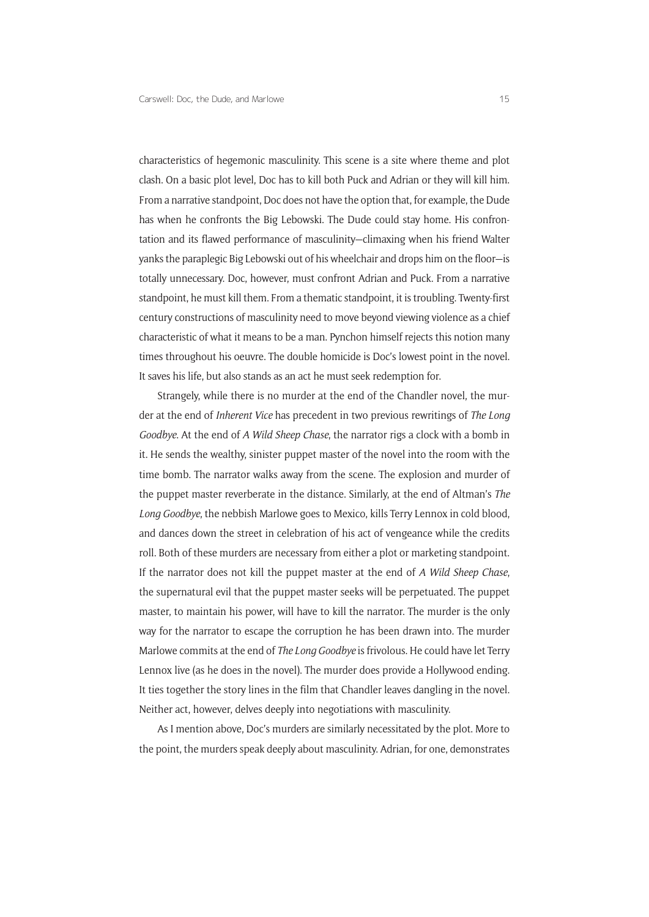characteristics of hegemonic masculinity. This scene is a site where theme and plot clash. On a basic plot level, Doc has to kill both Puck and Adrian or they will kill him. From a narrative standpoint, Doc does not have the option that, for example, the Dude has when he confronts the Big Lebowski. The Dude could stay home. His confrontation and its flawed performance of masculinity—climaxing when his friend Walter yanks the paraplegic Big Lebowski out of his wheelchair and drops him on the floor—is totally unnecessary. Doc, however, must confront Adrian and Puck. From a narrative standpoint, he must kill them. From a thematic standpoint, it is troubling. Twenty-first century constructions of masculinity need to move beyond viewing violence as a chief characteristic of what it means to be a man. Pynchon himself rejects this notion many times throughout his oeuvre. The double homicide is Doc's lowest point in the novel. It saves his life, but also stands as an act he must seek redemption for.

Strangely, while there is no murder at the end of the Chandler novel, the murder at the end of *Inherent Vice* has precedent in two previous rewritings of *The Long Goodbye*. At the end of *A Wild Sheep Chase*, the narrator rigs a clock with a bomb in it. He sends the wealthy, sinister puppet master of the novel into the room with the time bomb. The narrator walks away from the scene. The explosion and murder of the puppet master reverberate in the distance. Similarly, at the end of Altman's *The Long Goodbye*, the nebbish Marlowe goes to Mexico, kills Terry Lennox in cold blood, and dances down the street in celebration of his act of vengeance while the credits roll. Both of these murders are necessary from either a plot or marketing standpoint. If the narrator does not kill the puppet master at the end of *A Wild Sheep Chase*, the supernatural evil that the puppet master seeks will be perpetuated. The puppet master, to maintain his power, will have to kill the narrator. The murder is the only way for the narrator to escape the corruption he has been drawn into. The murder Marlowe commits at the end of *The Long Goodbye* is frivolous. He could have let Terry Lennox live (as he does in the novel). The murder does provide a Hollywood ending. It ties together the story lines in the film that Chandler leaves dangling in the novel. Neither act, however, delves deeply into negotiations with masculinity.

As I mention above, Doc's murders are similarly necessitated by the plot. More to the point, the murders speak deeply about masculinity. Adrian, for one, demonstrates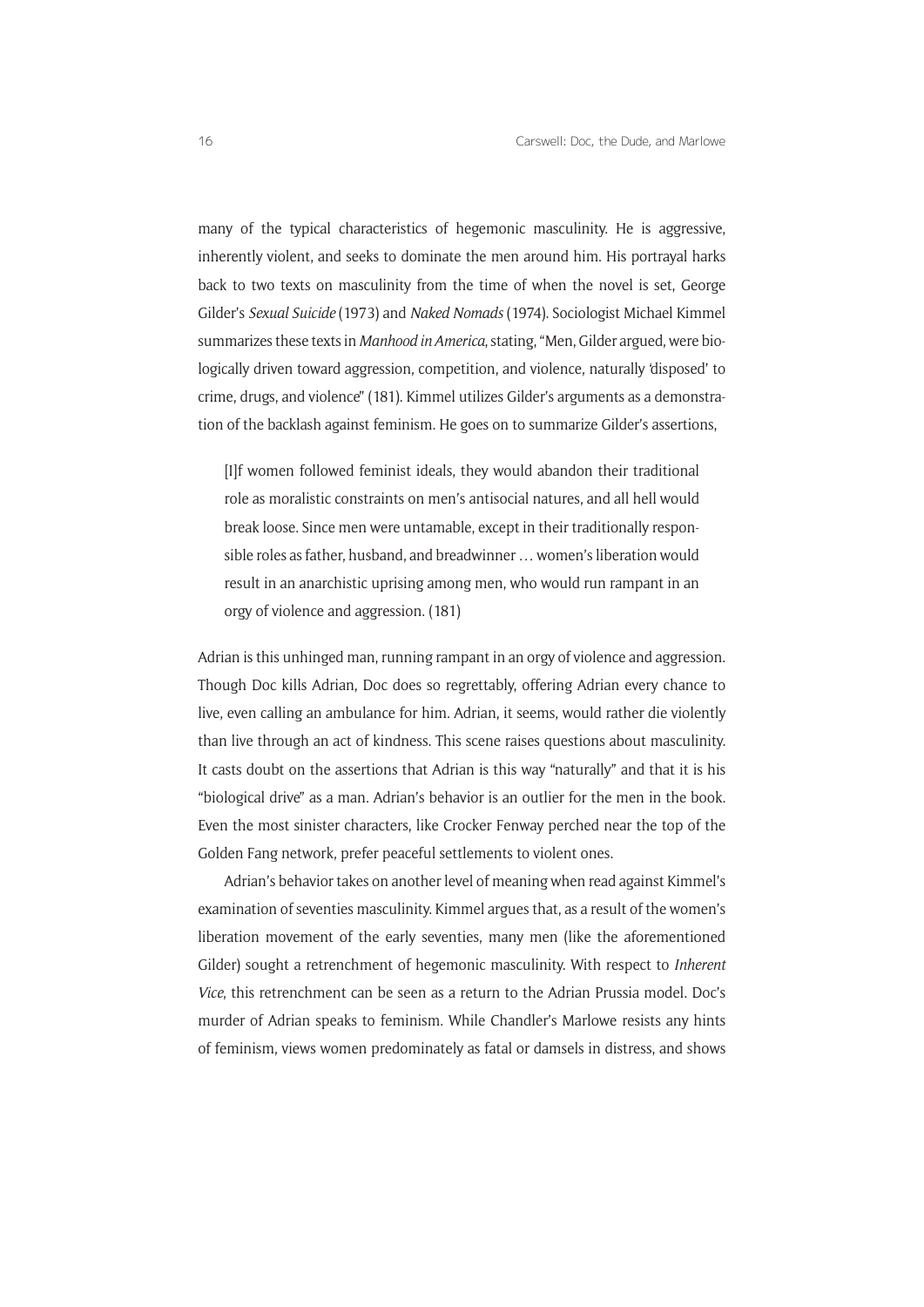many of the typical characteristics of hegemonic masculinity. He is aggressive, inherently violent, and seeks to dominate the men around him. His portrayal harks back to two texts on masculinity from the time of when the novel is set, George Gilder's *Sexual Suicide* (1973) and *Naked Nomads* (1974). Sociologist Michael Kimmel summarizes these texts in *Manhood in America*, stating, "Men, Gilder argued, were biologically driven toward aggression, competition, and violence, naturally 'disposed' to crime, drugs, and violence" (181). Kimmel utilizes Gilder's arguments as a demonstration of the backlash against feminism. He goes on to summarize Gilder's assertions,

> [I]f women followed feminist ideals, they would abandon their traditional role as moralistic constraints on men's antisocial natures, and all hell would break loose. Since men were untamable, except in their traditionally responsible roles as father, husband, and breadwinner … women's liberation would result in an anarchistic uprising among men, who would run rampant in an orgy of violence and aggression. (181)

Adrian is this unhinged man, running rampant in an orgy of violence and aggression. Though Doc kills Adrian, Doc does so regrettably, offering Adrian every chance to live, even calling an ambulance for him. Adrian, it seems, would rather die violently than live through an act of kindness. This scene raises questions about masculinity. It casts doubt on the assertions that Adrian is this way "naturally" and that it is his "biological drive" as a man. Adrian's behavior is an outlier for the men in the book. Even the most sinister characters, like Crocker Fenway perched near the top of the Golden Fang network, prefer peaceful settlements to violent ones.

Adrian's behavior takes on another level of meaning when read against Kimmel's examination of seventies masculinity. Kimmel argues that, as a result of the women's liberation movement of the early seventies, many men (like the aforementioned Gilder) sought a retrenchment of hegemonic masculinity. With respect to *Inherent Vice*, this retrenchment can be seen as a return to the Adrian Prussia model. Doc's murder of Adrian speaks to feminism. While Chandler's Marlowe resists any hints of feminism, views women predominately as fatal or damsels in distress, and shows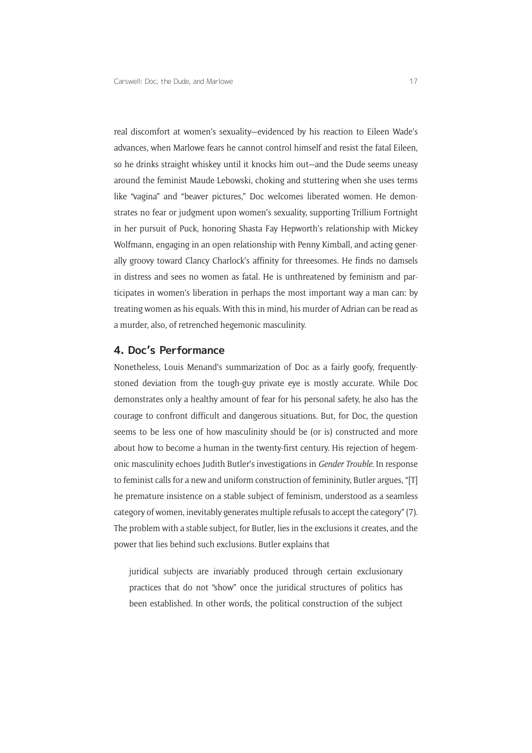real discomfort at women's sexuality—evidenced by his reaction to Eileen Wade's advances, when Marlowe fears he cannot control himself and resist the fatal Eileen, so he drinks straight whiskey until it knocks him out—and the Dude seems uneasy around the feminist Maude Lebowski, choking and stuttering when she uses terms like "vagina" and "beaver pictures," Doc welcomes liberated women. He demonstrates no fear or judgment upon women's sexuality, supporting Trillium Fortnight in her pursuit of Puck, honoring Shasta Fay Hepworth's relationship with Mickey Wolfmann, engaging in an open relationship with Penny Kimball, and acting generally groovy toward Clancy Charlock's affinity for threesomes. He finds no damsels in distress and sees no women as fatal. He is unthreatened by feminism and participates in women's liberation in perhaps the most important way a man can: by treating women as his equals. With this in mind, his murder of Adrian can be read as a murder, also, of retrenched hegemonic masculinity.

## 4. Doc's Performance

Nonetheless, Louis Menand's summarization of Doc as a fairly goofy, frequently-stoned deviation from the tough-guy private eye is mostly accurate. While Doc demonstrates only a healthy amount of fear for his personal safety, he also has the courage to confront difficult and dangerous situations. But, for Doc, the question seems to be less one of how masculinity should be (or is) constructed and more about how to become a human in the twenty-first century. His rejection of hegemonic masculinity echoes Judith Butler's investigations in *Gender Trouble*. In response to feminist calls for a new and uniform construction of femininity, Butler argues, "[T]he premature insistence on a stable subject of feminism, understood as a seamless category of women, inevitably generates multiple refusals to accept the category" (7). The problem with a stable subject, for Butler, lies in the exclusions it creates, and the power that lies behind such exclusions. Butler explains that

> juridical subjects are invariably produced through certain exclusionary practices that do not "show" once the juridical structures of politics has been established. In other words, the political construction of the subject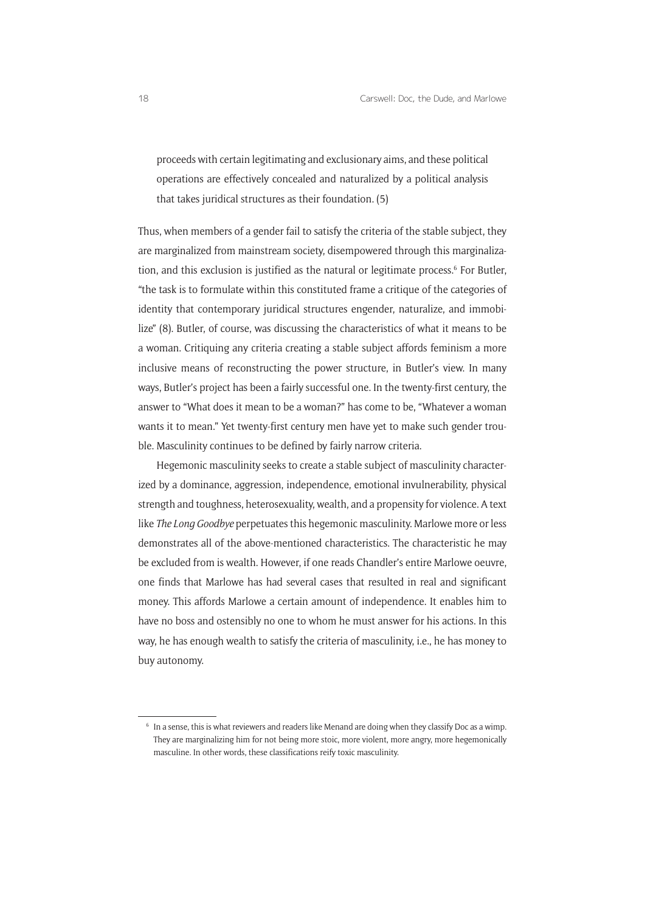> proceeds with certain legitimating and exclusionary aims, and these political operations are effectively concealed and naturalized by a political analysis that takes juridical structures as their foundation. (5)

Thus, when members of a gender fail to satisfy the criteria of the stable subject, they are marginalized from mainstream society, disempowered through this marginalization, and this exclusion is justified as the natural or legitimate process.[6] For Butler, "the task is to formulate within this constituted frame a critique of the categories of identity that contemporary juridical structures engender, naturalize, and immobilize" (8). Butler, of course, was discussing the characteristics of what it means to be a woman. Critiquing any criteria creating a stable subject affords feminism a more inclusive means of reconstructing the power structure, in Butler's view. In many ways, Butler's project has been a fairly successful one. In the twenty-first century, the answer to "What does it mean to be a woman?" has come to be, "Whatever a woman wants it to mean." Yet twenty-first century men have yet to make such gender trouble. Masculinity continues to be defined by fairly narrow criteria.

Hegemonic masculinity seeks to create a stable subject of masculinity characterized by a dominance, aggression, independence, emotional invulnerability, physical strength and toughness, heterosexuality, wealth, and a propensity for violence. A text like *The Long Goodbye* perpetuates this hegemonic masculinity. Marlowe more or less demonstrates all of the above-mentioned characteristics. The characteristic he may be excluded from is wealth. However, if one reads Chandler's entire Marlowe oeuvre, one finds that Marlowe has had several cases that resulted in real and significant money. This affords Marlowe a certain amount of independence. It enables him to have no boss and ostensibly no one to whom he must answer for his actions. In this way, he has enough wealth to satisfy the criteria of masculinity, i.e., he has money to buy autonomy.

---

[6] In a sense, this is what reviewers and readers like Menand are doing when they classify Doc as a wimp. They are marginalizing him for not being more stoic, more violent, more angry, more hegemonically masculine. In other words, these classifications reify toxic masculinity.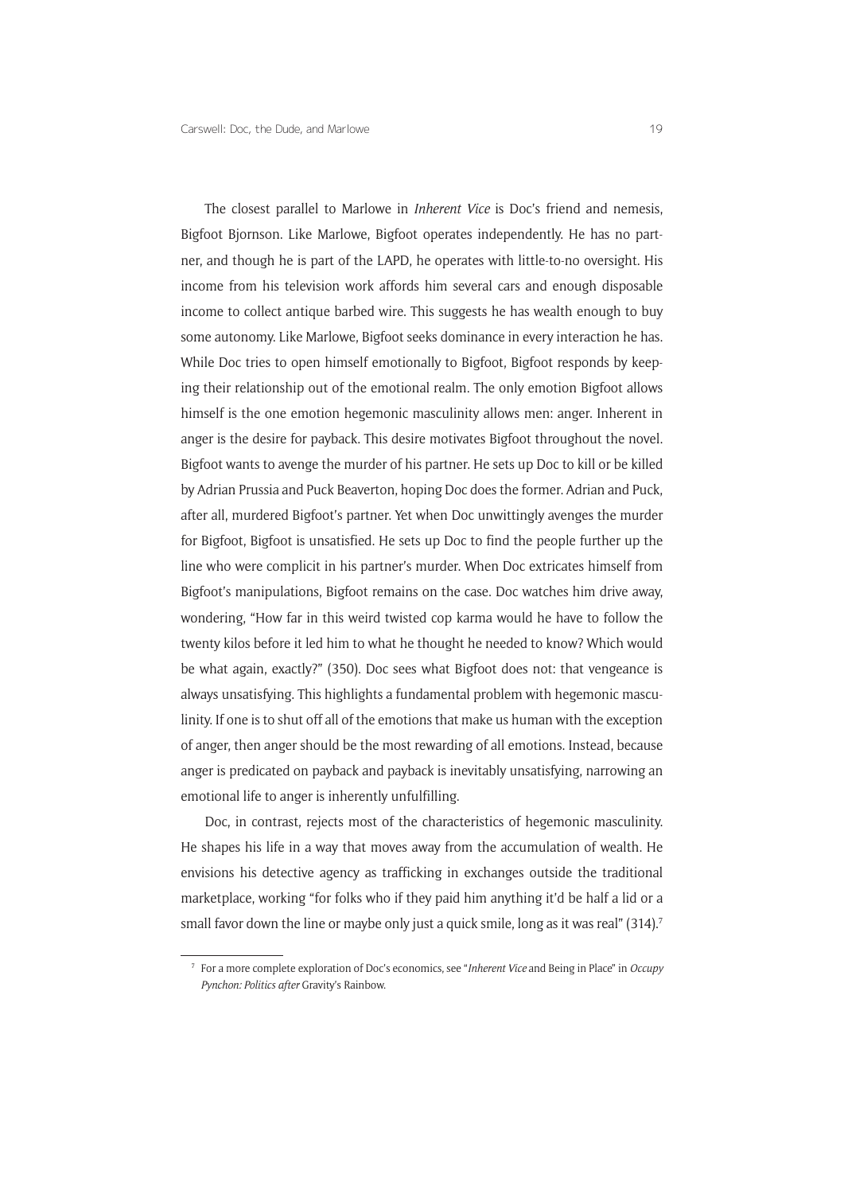The closest parallel to Marlowe in *Inherent Vice* is Doc's friend and nemesis, Bigfoot Bjornson. Like Marlowe, Bigfoot operates independently. He has no partner, and though he is part of the LAPD, he operates with little-to-no oversight. His income from his television work affords him several cars and enough disposable income to collect antique barbed wire. This suggests he has wealth enough to buy some autonomy. Like Marlowe, Bigfoot seeks dominance in every interaction he has. While Doc tries to open himself emotionally to Bigfoot, Bigfoot responds by keeping their relationship out of the emotional realm. The only emotion Bigfoot allows himself is the one emotion hegemonic masculinity allows men: anger. Inherent in anger is the desire for payback. This desire motivates Bigfoot throughout the novel. Bigfoot wants to avenge the murder of his partner. He sets up Doc to kill or be killed by Adrian Prussia and Puck Beaverton, hoping Doc does the former. Adrian and Puck, after all, murdered Bigfoot's partner. Yet when Doc unwittingly avenges the murder for Bigfoot, Bigfoot is unsatisfied. He sets up Doc to find the people further up the line who were complicit in his partner's murder. When Doc extricates himself from Bigfoot's manipulations, Bigfoot remains on the case. Doc watches him drive away, wondering, "How far in this weird twisted cop karma would he have to follow the twenty kilos before it led him to what he thought he needed to know? Which would be what again, exactly?" (350). Doc sees what Bigfoot does not: that vengeance is always unsatisfying. This highlights a fundamental problem with hegemonic masculinity. If one is to shut off all of the emotions that make us human with the exception of anger, then anger should be the most rewarding of all emotions. Instead, because anger is predicated on payback and payback is inevitably unsatisfying, narrowing an emotional life to anger is inherently unfulfilling.

Doc, in contrast, rejects most of the characteristics of hegemonic masculinity. He shapes his life in a way that moves away from the accumulation of wealth. He envisions his detective agency as trafficking in exchanges outside the traditional marketplace, working "for folks who if they paid him anything it'd be half a lid or a small favor down the line or maybe only just a quick smile, long as it was real" (314).[7]

[7] For a more complete exploration of Doc's economics, see "*Inherent Vice* and Being in Place" in *Occupy Pynchon: Politics after* Gravity's Rainbow.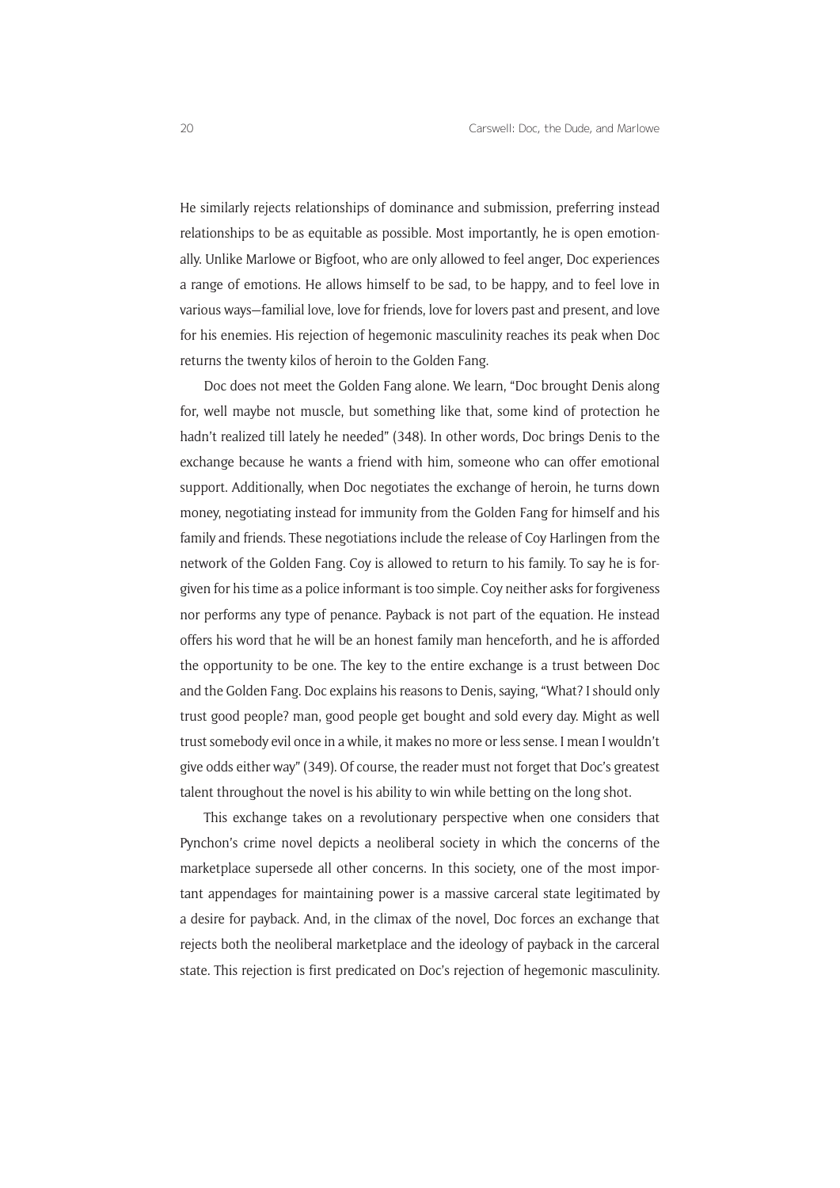He similarly rejects relationships of dominance and submission, preferring instead relationships to be as equitable as possible. Most importantly, he is open emotionally. Unlike Marlowe or Bigfoot, who are only allowed to feel anger, Doc experiences a range of emotions. He allows himself to be sad, to be happy, and to feel love in various ways—familial love, love for friends, love for lovers past and present, and love for his enemies. His rejection of hegemonic masculinity reaches its peak when Doc returns the twenty kilos of heroin to the Golden Fang.

Doc does not meet the Golden Fang alone. We learn, "Doc brought Denis along for, well maybe not muscle, but something like that, some kind of protection he hadn't realized till lately he needed" (348). In other words, Doc brings Denis to the exchange because he wants a friend with him, someone who can offer emotional support. Additionally, when Doc negotiates the exchange of heroin, he turns down money, negotiating instead for immunity from the Golden Fang for himself and his family and friends. These negotiations include the release of Coy Harlingen from the network of the Golden Fang. Coy is allowed to return to his family. To say he is forgiven for his time as a police informant is too simple. Coy neither asks for forgiveness nor performs any type of penance. Payback is not part of the equation. He instead offers his word that he will be an honest family man henceforth, and he is afforded the opportunity to be one. The key to the entire exchange is a trust between Doc and the Golden Fang. Doc explains his reasons to Denis, saying, "What? I should only trust good people? man, good people get bought and sold every day. Might as well trust somebody evil once in a while, it makes no more or less sense. I mean I wouldn't give odds either way" (349). Of course, the reader must not forget that Doc's greatest talent throughout the novel is his ability to win while betting on the long shot.

This exchange takes on a revolutionary perspective when one considers that Pynchon's crime novel depicts a neoliberal society in which the concerns of the marketplace supersede all other concerns. In this society, one of the most important appendages for maintaining power is a massive carceral state legitimated by a desire for payback. And, in the climax of the novel, Doc forces an exchange that rejects both the neoliberal marketplace and the ideology of payback in the carceral state. This rejection is first predicated on Doc's rejection of hegemonic masculinity.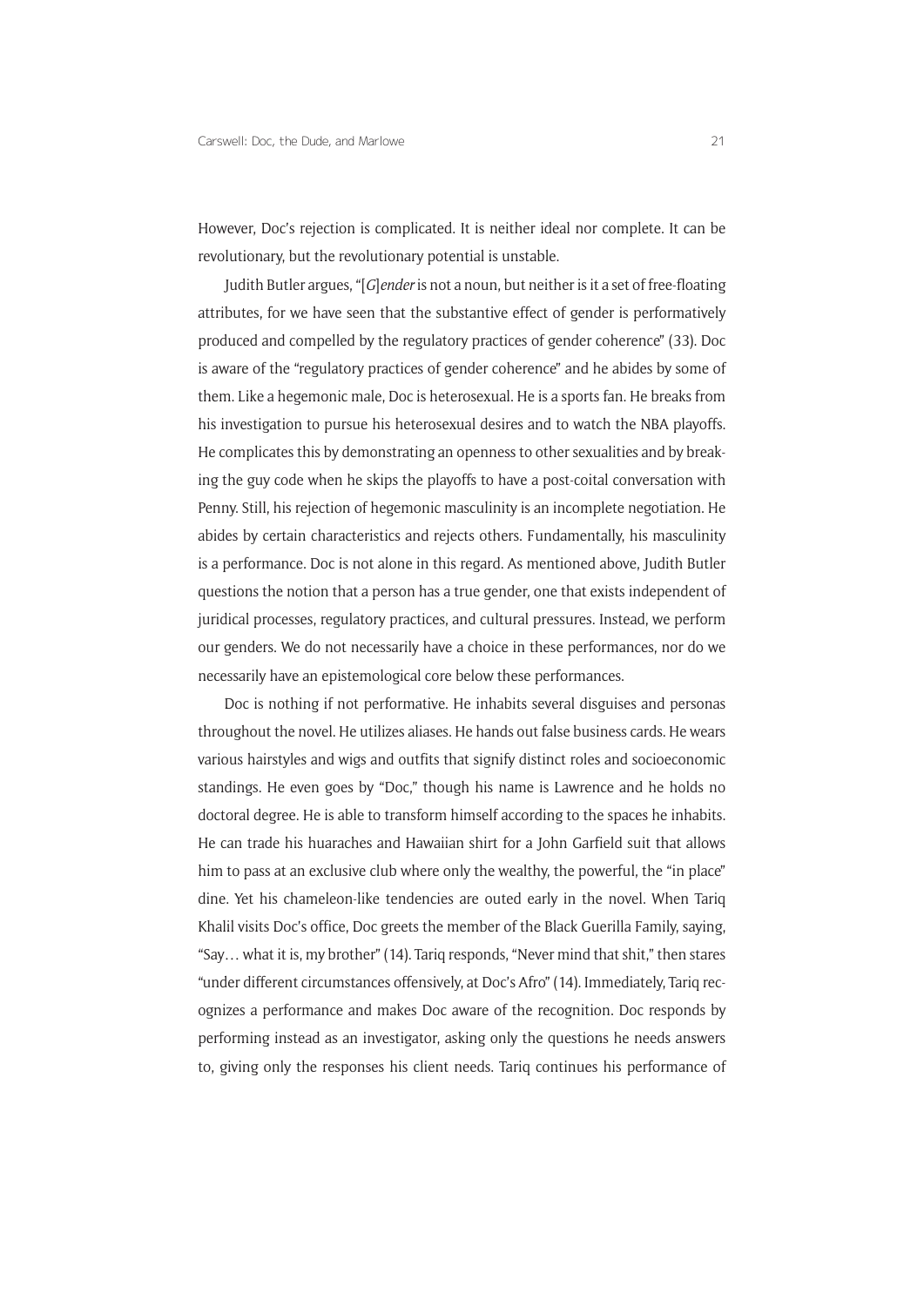However, Doc's rejection is complicated. It is neither ideal nor complete. It can be revolutionary, but the revolutionary potential is unstable.

Judith Butler argues, "[*G*]*ender* is not a noun, but neither is it a set of free-floating attributes, for we have seen that the substantive effect of gender is performatively produced and compelled by the regulatory practices of gender coherence" (33). Doc is aware of the "regulatory practices of gender coherence" and he abides by some of them. Like a hegemonic male, Doc is heterosexual. He is a sports fan. He breaks from his investigation to pursue his heterosexual desires and to watch the NBA playoffs. He complicates this by demonstrating an openness to other sexualities and by breaking the guy code when he skips the playoffs to have a post-coital conversation with Penny. Still, his rejection of hegemonic masculinity is an incomplete negotiation. He abides by certain characteristics and rejects others. Fundamentally, his masculinity is a performance. Doc is not alone in this regard. As mentioned above, Judith Butler questions the notion that a person has a true gender, one that exists independent of juridical processes, regulatory practices, and cultural pressures. Instead, we perform our genders. We do not necessarily have a choice in these performances, nor do we necessarily have an epistemological core below these performances.

Doc is nothing if not performative. He inhabits several disguises and personas throughout the novel. He utilizes aliases. He hands out false business cards. He wears various hairstyles and wigs and outfits that signify distinct roles and socioeconomic standings. He even goes by "Doc," though his name is Lawrence and he holds no doctoral degree. He is able to transform himself according to the spaces he inhabits. He can trade his huaraches and Hawaiian shirt for a John Garfield suit that allows him to pass at an exclusive club where only the wealthy, the powerful, the "in place" dine. Yet his chameleon-like tendencies are outed early in the novel. When Tariq Khalil visits Doc's office, Doc greets the member of the Black Guerilla Family, saying, "Say… what it is, my brother" (14). Tariq responds, "Never mind that shit," then stares "under different circumstances offensively, at Doc's Afro" (14). Immediately, Tariq recognizes a performance and makes Doc aware of the recognition. Doc responds by performing instead as an investigator, asking only the questions he needs answers to, giving only the responses his client needs. Tariq continues his performance of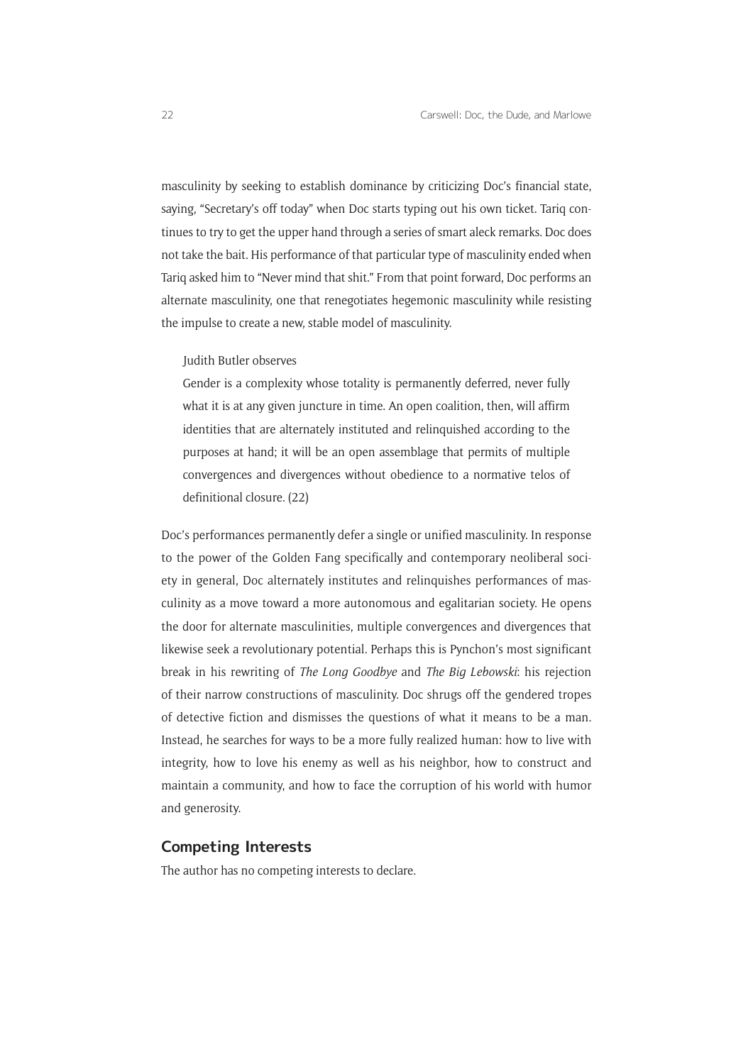masculinity by seeking to establish dominance by criticizing Doc's financial state, saying, "Secretary's off today" when Doc starts typing out his own ticket. Tariq continues to try to get the upper hand through a series of smart aleck remarks. Doc does not take the bait. His performance of that particular type of masculinity ended when Tariq asked him to "Never mind that shit." From that point forward, Doc performs an alternate masculinity, one that renegotiates hegemonic masculinity while resisting the impulse to create a new, stable model of masculinity.

Judith Butler observes

> Gender is a complexity whose totality is permanently deferred, never fully what it is at any given juncture in time. An open coalition, then, will affirm identities that are alternately instituted and relinquished according to the purposes at hand; it will be an open assemblage that permits of multiple convergences and divergences without obedience to a normative telos of definitional closure. (22)

Doc's performances permanently defer a single or unified masculinity. In response to the power of the Golden Fang specifically and contemporary neoliberal society in general, Doc alternately institutes and relinquishes performances of masculinity as a move toward a more autonomous and egalitarian society. He opens the door for alternate masculinities, multiple convergences and divergences that likewise seek a revolutionary potential. Perhaps this is Pynchon's most significant break in his rewriting of *The Long Goodbye* and *The Big Lebowski*: his rejection of their narrow constructions of masculinity. Doc shrugs off the gendered tropes of detective fiction and dismisses the questions of what it means to be a man. Instead, he searches for ways to be a more fully realized human: how to live with integrity, how to love his enemy as well as his neighbor, how to construct and maintain a community, and how to face the corruption of his world with humor and generosity.

## Competing Interests

The author has no competing interests to declare.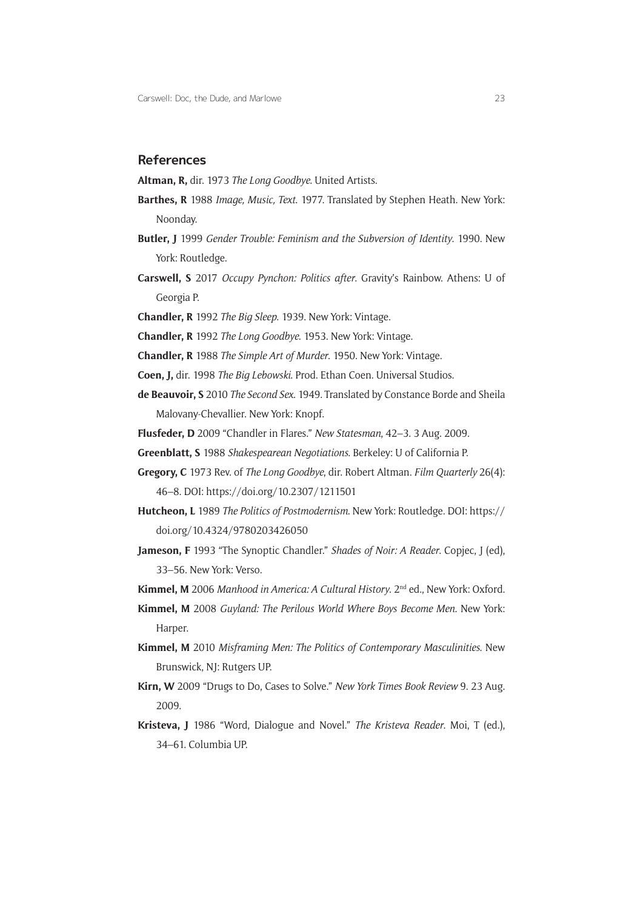## References

**Altman, R,** dir. 1973 *The Long Goodbye*. United Artists.

**Barthes, R** 1988 *Image, Music, Text*. 1977. Translated by Stephen Heath. New York: Noonday.

**Butler, J** 1999 *Gender Trouble: Feminism and the Subversion of Identity*. 1990. New York: Routledge.

**Carswell, S** 2017 *Occupy Pynchon: Politics after*. Gravity's Rainbow. Athens: U of Georgia P.

**Chandler, R** 1992 *The Big Sleep*. 1939. New York: Vintage.

**Chandler, R** 1992 *The Long Goodbye*. 1953. New York: Vintage.

**Chandler, R** 1988 *The Simple Art of Murder*. 1950. New York: Vintage.

**Coen, J,** dir. 1998 *The Big Lebowski*. Prod. Ethan Coen. Universal Studios.

**de Beauvoir, S** 2010 *The Second Sex*. 1949. Translated by Constance Borde and Sheila Malovany-Chevallier. New York: Knopf.

**Flusfeder, D** 2009 "Chandler in Flares." *New Statesman*, 42–3. 3 Aug. 2009.

**Greenblatt, S** 1988 *Shakespearean Negotiations*. Berkeley: U of California P.

**Gregory, C** 1973 Rev. of *The Long Goodbye*, dir. Robert Altman. *Film Quarterly* 26(4): 46–8. DOI: https://doi.org/10.2307/1211501

**Hutcheon, L** 1989 *The Politics of Postmodernism*. New York: Routledge. DOI: https://doi.org/10.4324/9780203426050

**Jameson, F** 1993 "The Synoptic Chandler." *Shades of Noir: A Reader*. Copjec, J (ed), 33–56. New York: Verso.

**Kimmel, M** 2006 *Manhood in America: A Cultural History*. 2nd ed., New York: Oxford.

**Kimmel, M** 2008 *Guyland: The Perilous World Where Boys Become Men*. New York: Harper.

**Kimmel, M** 2010 *Misframing Men: The Politics of Contemporary Masculinities*. New Brunswick, NJ: Rutgers UP.

**Kirn, W** 2009 "Drugs to Do, Cases to Solve." *New York Times Book Review* 9. 23 Aug. 2009.

**Kristeva, J** 1986 "Word, Dialogue and Novel." *The Kristeva Reader*. Moi, T (ed.), 34–61. Columbia UP.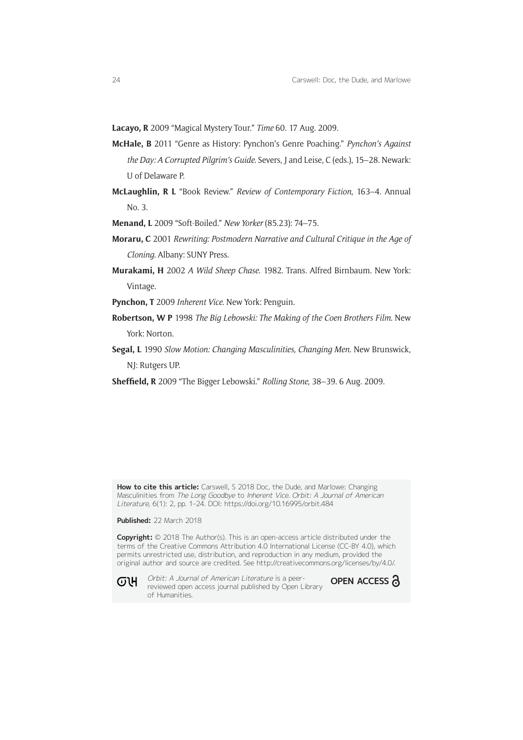**Lacayo, R** 2009 "Magical Mystery Tour." *Time* 60. 17 Aug. 2009.

**McHale, B** 2011 "Genre as History: Pynchon's Genre Poaching." *Pynchon's Against the Day: A Corrupted Pilgrim's Guide*. Severs, J and Leise, C (eds.), 15–28. Newark: U of Delaware P.

**McLaughlin, R L** "Book Review." *Review of Contemporary Fiction*, 163–4. Annual No. 3.

**Menand, L** 2009 "Soft-Boiled." *New Yorker* (85.23): 74–75.

**Moraru, C** 2001 *Rewriting: Postmodern Narrative and Cultural Critique in the Age of Cloning*. Albany: SUNY Press.

**Murakami, H** 2002 *A Wild Sheep Chase*. 1982. Trans. Alfred Birnbaum. New York: Vintage.

**Pynchon, T** 2009 *Inherent Vice*. New York: Penguin.

**Robertson, W P** 1998 *The Big Lebowski: The Making of the Coen Brothers Film*. New York: Norton.

**Segal, L** 1990 *Slow Motion: Changing Masculinities, Changing Men*. New Brunswick, NJ: Rutgers UP.

**Sheffield, R** 2009 "The Bigger Lebowski." *Rolling Stone*, 38–39. 6 Aug. 2009.

**How to cite this article:** Carswell, S 2018 Doc, the Dude, and Marlowe: Changing Masculinities from *The Long Goodbye* to *Inherent Vice*. *Orbit: A Journal of American Literature*, 6(1): 2, pp. 1–24. DOI: https://doi.org/10.16995/orbit.484

**Published:** 22 March 2018

**Copyright:** © 2018 The Author(s). This is an open-access article distributed under the terms of the Creative Commons Attribution 4.0 International License (CC-BY 4.0), which permits unrestricted use, distribution, and reproduction in any medium, provided the original author and source are credited. See http://creativecommons.org/licenses/by/4.0/.

*Orbit: A Journal of American Literature* is a peer-reviewed open access journal published by Open Library of Humanities.

OPEN ACCESS